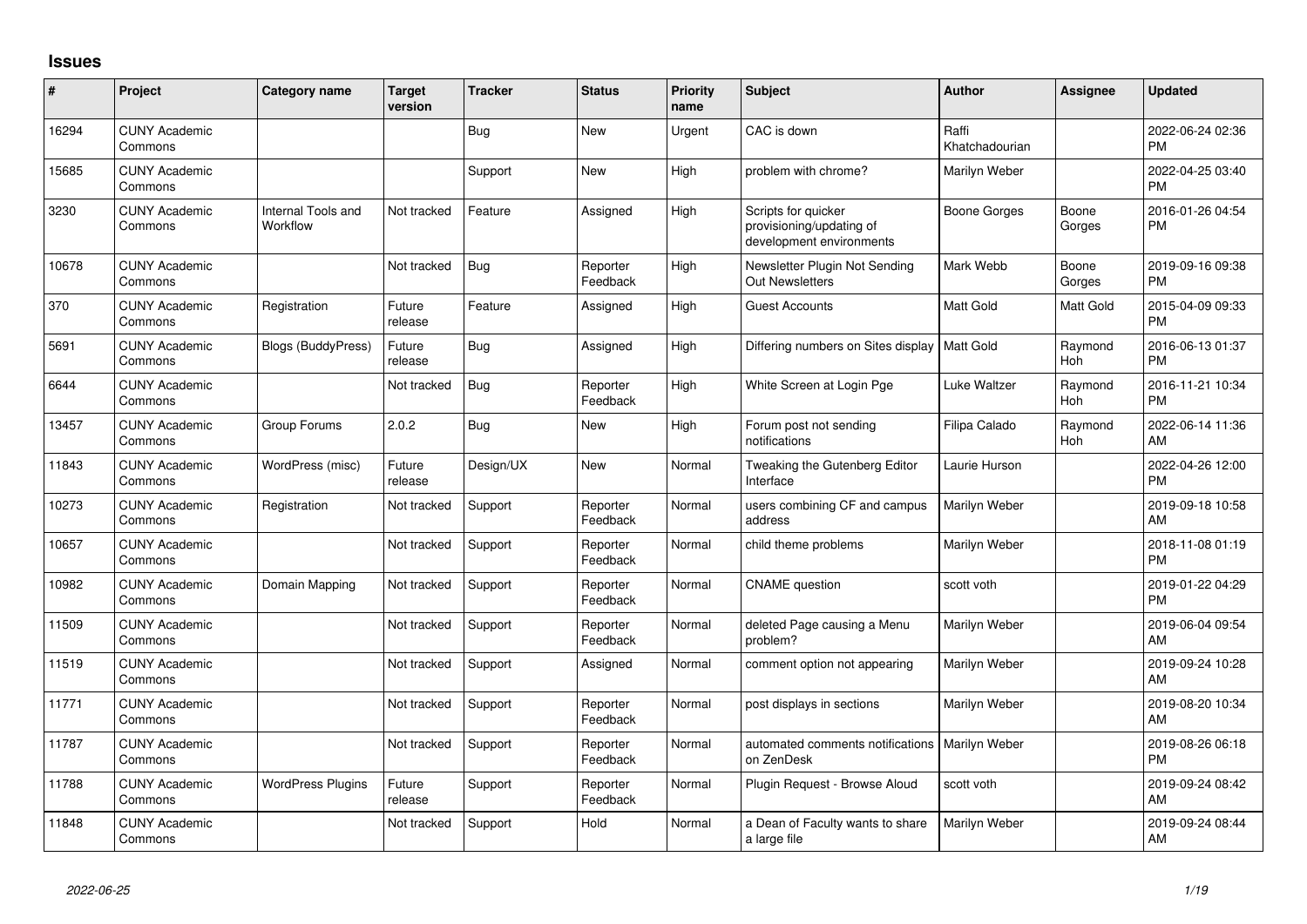# Issues

| # | Project | Category name | Target version | Tracker | Status | Priority name | Subject | Author | Assignee | Updated |
|---|---|---|---|---|---|---|---|---|---|---|
| 16294 | CUNY Academic Commons | | | Bug | New | Urgent | CAC is down | Raffi Khatchadourian | | 2022-06-24 02:36 PM |
| 15685 | CUNY Academic Commons | | | Support | New | High | problem with chrome? | Marilyn Weber | | 2022-04-25 03:40 PM |
| 3230 | CUNY Academic Commons | Internal Tools and Workflow | Not tracked | Feature | Assigned | High | Scripts for quicker provisioning/updating of development environments | Boone Gorges | Boone Gorges | 2016-01-26 04:54 PM |
| 10678 | CUNY Academic Commons | | Not tracked | Bug | Reporter Feedback | High | Newsletter Plugin Not Sending Out Newsletters | Mark Webb | Boone Gorges | 2019-09-16 09:38 PM |
| 370 | CUNY Academic Commons | Registration | Future release | Feature | Assigned | High | Guest Accounts | Matt Gold | Matt Gold | 2015-04-09 09:33 PM |
| 5691 | CUNY Academic Commons | Blogs (BuddyPress) | Future release | Bug | Assigned | High | Differing numbers on Sites display | Matt Gold | Raymond Hoh | 2016-06-13 01:37 PM |
| 6644 | CUNY Academic Commons | | Not tracked | Bug | Reporter Feedback | High | White Screen at Login Pge | Luke Waltzer | Raymond Hoh | 2016-11-21 10:34 PM |
| 13457 | CUNY Academic Commons | Group Forums | 2.0.2 | Bug | New | High | Forum post not sending notifications | Filipa Calado | Raymond Hoh | 2022-06-14 11:36 AM |
| 11843 | CUNY Academic Commons | WordPress (misc) | Future release | Design/UX | New | Normal | Tweaking the Gutenberg Editor Interface | Laurie Hurson | | 2022-04-26 12:00 PM |
| 10273 | CUNY Academic Commons | Registration | Not tracked | Support | Reporter Feedback | Normal | users combining CF and campus address | Marilyn Weber | | 2019-09-18 10:58 AM |
| 10657 | CUNY Academic Commons | | Not tracked | Support | Reporter Feedback | Normal | child theme problems | Marilyn Weber | | 2018-11-08 01:19 PM |
| 10982 | CUNY Academic Commons | Domain Mapping | Not tracked | Support | Reporter Feedback | Normal | CNAME question | scott voth | | 2019-01-22 04:29 PM |
| 11509 | CUNY Academic Commons | | Not tracked | Support | Reporter Feedback | Normal | deleted Page causing a Menu problem? | Marilyn Weber | | 2019-06-04 09:54 AM |
| 11519 | CUNY Academic Commons | | Not tracked | Support | Assigned | Normal | comment option not appearing | Marilyn Weber | | 2019-09-24 10:28 AM |
| 11771 | CUNY Academic Commons | | Not tracked | Support | Reporter Feedback | Normal | post displays in sections | Marilyn Weber | | 2019-08-20 10:34 AM |
| 11787 | CUNY Academic Commons | | Not tracked | Support | Reporter Feedback | Normal | automated comments notifications on ZenDesk | Marilyn Weber | | 2019-08-26 06:18 PM |
| 11788 | CUNY Academic Commons | WordPress Plugins | Future release | Support | Reporter Feedback | Normal | Plugin Request - Browse Aloud | scott voth | | 2019-09-24 08:42 AM |
| 11848 | CUNY Academic Commons | | Not tracked | Support | Hold | Normal | a Dean of Faculty wants to share a large file | Marilyn Weber | | 2019-09-24 08:44 AM |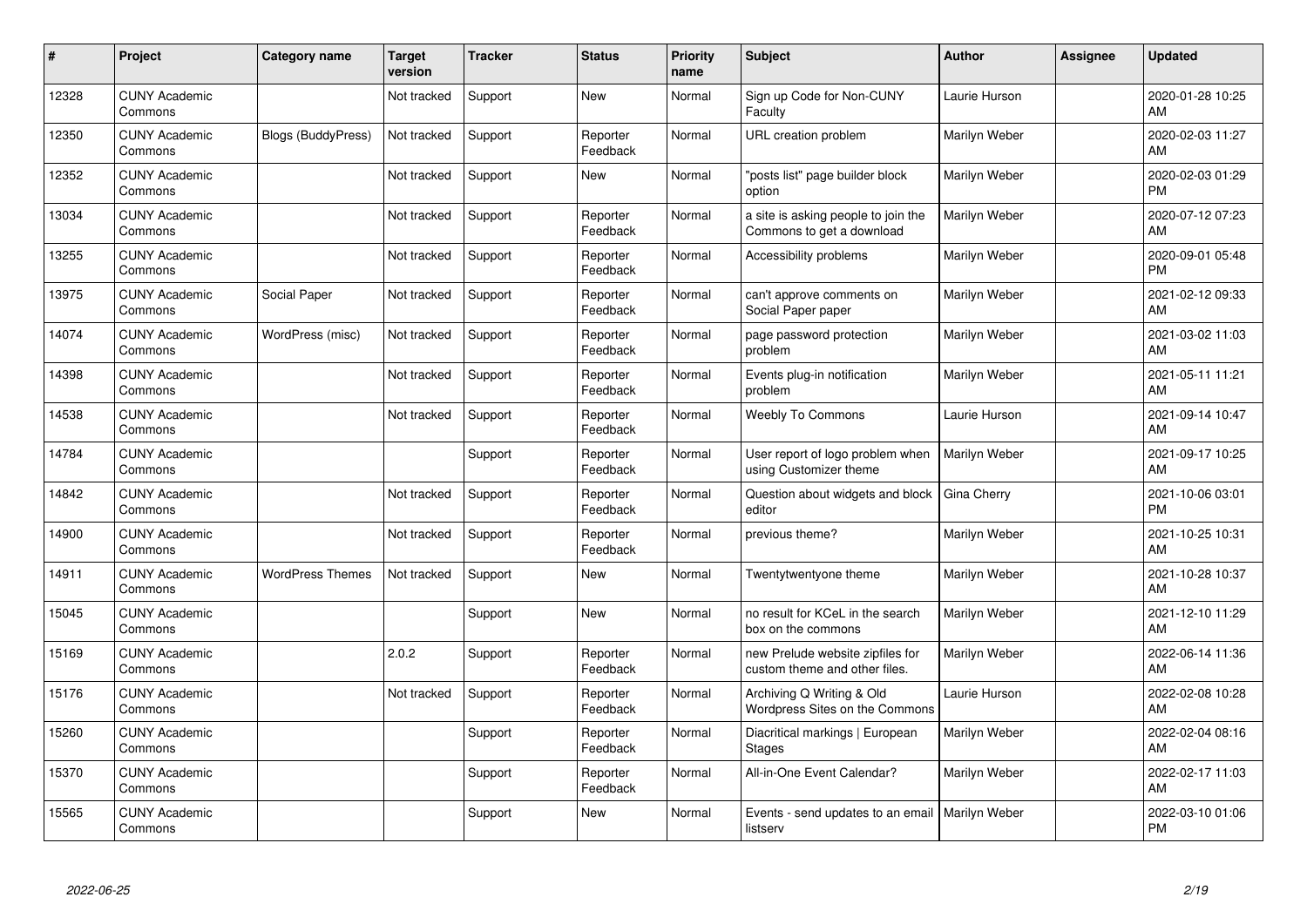| # | Project | Category name | Target version | Tracker | Status | Priority name | Subject | Author | Assignee | Updated |
|---|---|---|---|---|---|---|---|---|---|---|
| 12328 | CUNY Academic Commons | | Not tracked | Support | New | Normal | Sign up Code for Non-CUNY Faculty | Laurie Hurson | | 2020-01-28 10:25 AM |
| 12350 | CUNY Academic Commons | Blogs (BuddyPress) | Not tracked | Support | Reporter Feedback | Normal | URL creation problem | Marilyn Weber | | 2020-02-03 11:27 AM |
| 12352 | CUNY Academic Commons | | Not tracked | Support | New | Normal | "posts list" page builder block option | Marilyn Weber | | 2020-02-03 01:29 PM |
| 13034 | CUNY Academic Commons | | Not tracked | Support | Reporter Feedback | Normal | a site is asking people to join the Commons to get a download | Marilyn Weber | | 2020-07-12 07:23 AM |
| 13255 | CUNY Academic Commons | | Not tracked | Support | Reporter Feedback | Normal | Accessibility problems | Marilyn Weber | | 2020-09-01 05:48 PM |
| 13975 | CUNY Academic Commons | Social Paper | Not tracked | Support | Reporter Feedback | Normal | can't approve comments on Social Paper paper | Marilyn Weber | | 2021-02-12 09:33 AM |
| 14074 | CUNY Academic Commons | WordPress (misc) | Not tracked | Support | Reporter Feedback | Normal | page password protection problem | Marilyn Weber | | 2021-03-02 11:03 AM |
| 14398 | CUNY Academic Commons | | Not tracked | Support | Reporter Feedback | Normal | Events plug-in notification problem | Marilyn Weber | | 2021-05-11 11:21 AM |
| 14538 | CUNY Academic Commons | | Not tracked | Support | Reporter Feedback | Normal | Weebly To Commons | Laurie Hurson | | 2021-09-14 10:47 AM |
| 14784 | CUNY Academic Commons | | | Support | Reporter Feedback | Normal | User report of logo problem when using Customizer theme | Marilyn Weber | | 2021-09-17 10:25 AM |
| 14842 | CUNY Academic Commons | | Not tracked | Support | Reporter Feedback | Normal | Question about widgets and block editor | Gina Cherry | | 2021-10-06 03:01 PM |
| 14900 | CUNY Academic Commons | | Not tracked | Support | Reporter Feedback | Normal | previous theme? | Marilyn Weber | | 2021-10-25 10:31 AM |
| 14911 | CUNY Academic Commons | WordPress Themes | Not tracked | Support | New | Normal | Twentytwentyone theme | Marilyn Weber | | 2021-10-28 10:37 AM |
| 15045 | CUNY Academic Commons | | | Support | New | Normal | no result for KCeL in the search box on the commons | Marilyn Weber | | 2021-12-10 11:29 AM |
| 15169 | CUNY Academic Commons | | 2.0.2 | Support | Reporter Feedback | Normal | new Prelude website zipfiles for custom theme and other files. | Marilyn Weber | | 2022-06-14 11:36 AM |
| 15176 | CUNY Academic Commons | | Not tracked | Support | Reporter Feedback | Normal | Archiving Q Writing & Old Wordpress Sites on the Commons | Laurie Hurson | | 2022-02-08 10:28 AM |
| 15260 | CUNY Academic Commons | | | Support | Reporter Feedback | Normal | Diacritical markings \| European Stages | Marilyn Weber | | 2022-02-04 08:16 AM |
| 15370 | CUNY Academic Commons | | | Support | Reporter Feedback | Normal | All-in-One Event Calendar? | Marilyn Weber | | 2022-02-17 11:03 AM |
| 15565 | CUNY Academic Commons | | | Support | New | Normal | Events - send updates to an email listserv | Marilyn Weber | | 2022-03-10 01:06 PM |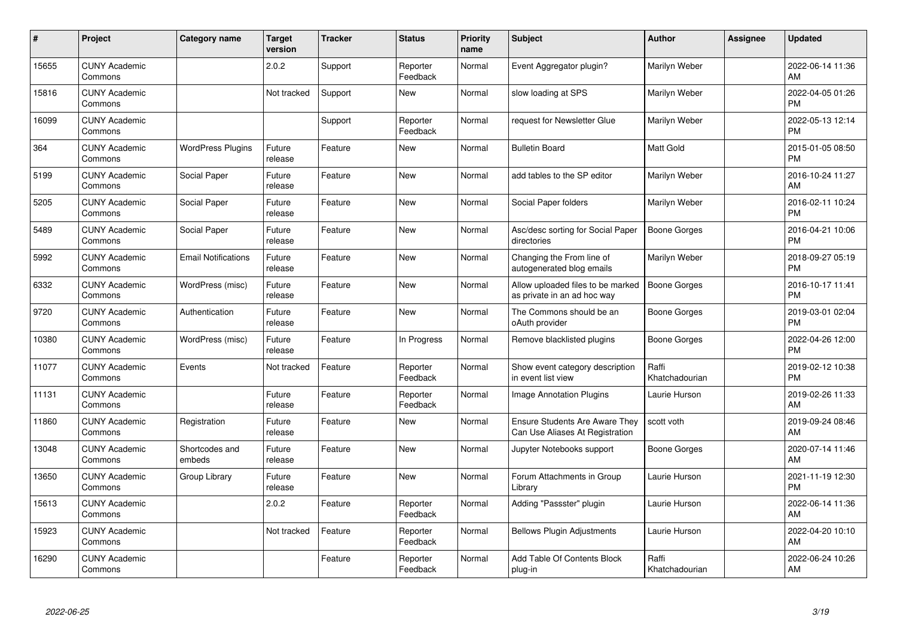| # | Project | Category name | Target version | Tracker | Status | Priority name | Subject | Author | Assignee | Updated |
|---|---|---|---|---|---|---|---|---|---|---|
| 15655 | CUNY Academic Commons | | 2.0.2 | Support | Reporter Feedback | Normal | Event Aggregator plugin? | Marilyn Weber | | 2022-06-14 11:36 AM |
| 15816 | CUNY Academic Commons | | Not tracked | Support | New | Normal | slow loading at SPS | Marilyn Weber | | 2022-04-05 01:26 PM |
| 16099 | CUNY Academic Commons | | | Support | Reporter Feedback | Normal | request for Newsletter Glue | Marilyn Weber | | 2022-05-13 12:14 PM |
| 364 | CUNY Academic Commons | WordPress Plugins | Future release | Feature | New | Normal | Bulletin Board | Matt Gold | | 2015-01-05 08:50 PM |
| 5199 | CUNY Academic Commons | Social Paper | Future release | Feature | New | Normal | add tables to the SP editor | Marilyn Weber | | 2016-10-24 11:27 AM |
| 5205 | CUNY Academic Commons | Social Paper | Future release | Feature | New | Normal | Social Paper folders | Marilyn Weber | | 2016-02-11 10:24 PM |
| 5489 | CUNY Academic Commons | Social Paper | Future release | Feature | New | Normal | Asc/desc sorting for Social Paper directories | Boone Gorges | | 2016-04-21 10:06 PM |
| 5992 | CUNY Academic Commons | Email Notifications | Future release | Feature | New | Normal | Changing the From line of autogenerated blog emails | Marilyn Weber | | 2018-09-27 05:19 PM |
| 6332 | CUNY Academic Commons | WordPress (misc) | Future release | Feature | New | Normal | Allow uploaded files to be marked as private in an ad hoc way | Boone Gorges | | 2016-10-17 11:41 PM |
| 9720 | CUNY Academic Commons | Authentication | Future release | Feature | New | Normal | The Commons should be an oAuth provider | Boone Gorges | | 2019-03-01 02:04 PM |
| 10380 | CUNY Academic Commons | WordPress (misc) | Future release | Feature | In Progress | Normal | Remove blacklisted plugins | Boone Gorges | | 2022-04-26 12:00 PM |
| 11077 | CUNY Academic Commons | Events | Not tracked | Feature | Reporter Feedback | Normal | Show event category description in event list view | Raffi Khatchadourian | | 2019-02-12 10:38 PM |
| 11131 | CUNY Academic Commons | | Future release | Feature | Reporter Feedback | Normal | Image Annotation Plugins | Laurie Hurson | | 2019-02-26 11:33 AM |
| 11860 | CUNY Academic Commons | Registration | Future release | Feature | New | Normal | Ensure Students Are Aware They Can Use Aliases At Registration | scott voth | | 2019-09-24 08:46 AM |
| 13048 | CUNY Academic Commons | Shortcodes and embeds | Future release | Feature | New | Normal | Jupyter Notebooks support | Boone Gorges | | 2020-07-14 11:46 AM |
| 13650 | CUNY Academic Commons | Group Library | Future release | Feature | New | Normal | Forum Attachments in Group Library | Laurie Hurson | | 2021-11-19 12:30 PM |
| 15613 | CUNY Academic Commons | | 2.0.2 | Feature | Reporter Feedback | Normal | Adding "Passster" plugin | Laurie Hurson | | 2022-06-14 11:36 AM |
| 15923 | CUNY Academic Commons | | Not tracked | Feature | Reporter Feedback | Normal | Bellows Plugin Adjustments | Laurie Hurson | | 2022-04-20 10:10 AM |
| 16290 | CUNY Academic Commons | | | Feature | Reporter Feedback | Normal | Add Table Of Contents Block plug-in | Raffi Khatchadourian | | 2022-06-24 10:26 AM |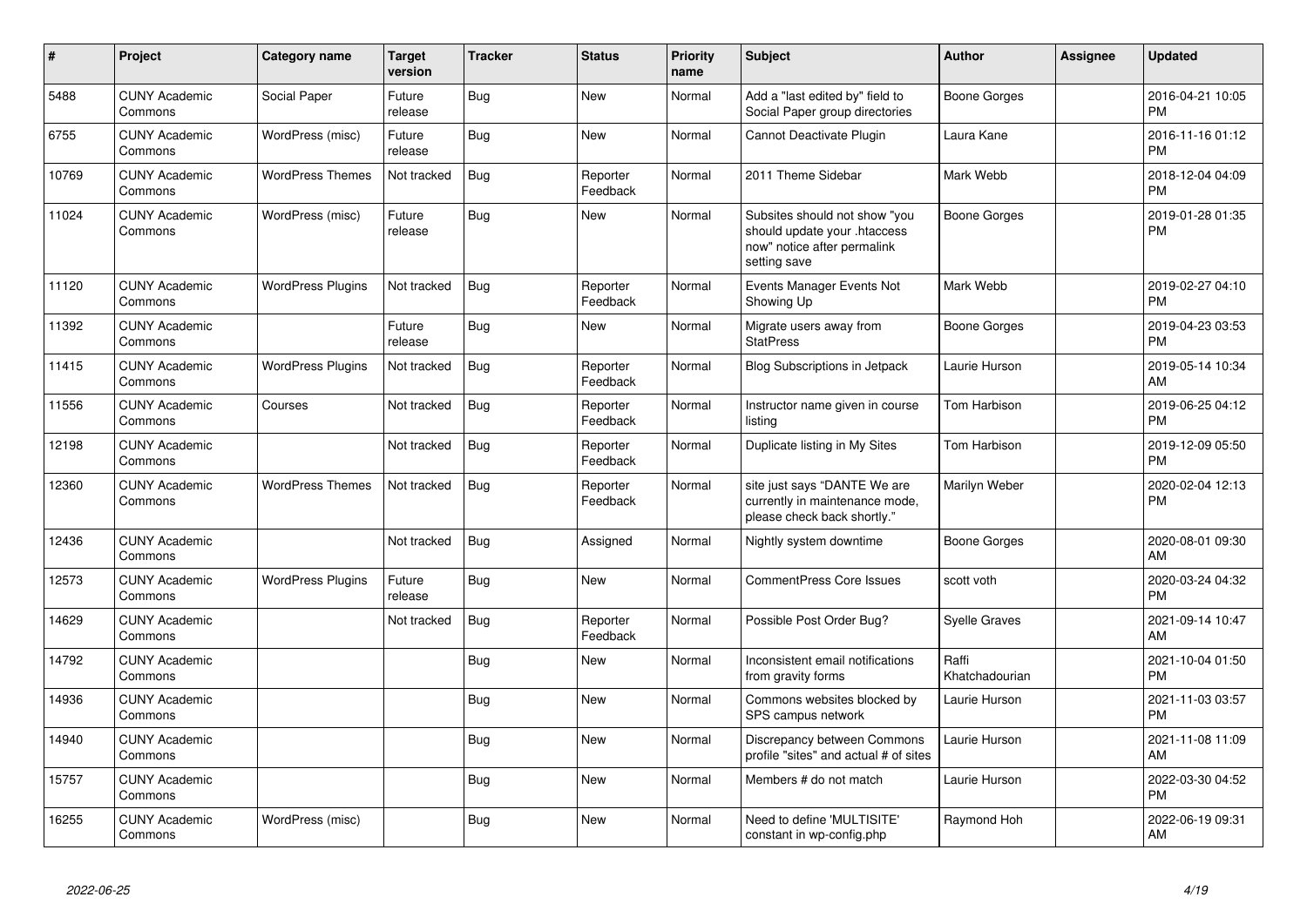| # | Project | Category name | Target version | Tracker | Status | Priority name | Subject | Author | Assignee | Updated |
|---|---|---|---|---|---|---|---|---|---|---|
| 5488 | CUNY Academic Commons | Social Paper | Future release | Bug | New | Normal | Add a "last edited by" field to Social Paper group directories | Boone Gorges | | 2016-04-21 10:05 PM |
| 6755 | CUNY Academic Commons | WordPress (misc) | Future release | Bug | New | Normal | Cannot Deactivate Plugin | Laura Kane | | 2016-11-16 01:12 PM |
| 10769 | CUNY Academic Commons | WordPress Themes | Not tracked | Bug | Reporter Feedback | Normal | 2011 Theme Sidebar | Mark Webb | | 2018-12-04 04:09 PM |
| 11024 | CUNY Academic Commons | WordPress (misc) | Future release | Bug | New | Normal | Subsites should not show "you should update your .htaccess now" notice after permalink setting save | Boone Gorges | | 2019-01-28 01:35 PM |
| 11120 | CUNY Academic Commons | WordPress Plugins | Not tracked | Bug | Reporter Feedback | Normal | Events Manager Events Not Showing Up | Mark Webb | | 2019-02-27 04:10 PM |
| 11392 | CUNY Academic Commons | | Future release | Bug | New | Normal | Migrate users away from StatPress | Boone Gorges | | 2019-04-23 03:53 PM |
| 11415 | CUNY Academic Commons | WordPress Plugins | Not tracked | Bug | Reporter Feedback | Normal | Blog Subscriptions in Jetpack | Laurie Hurson | | 2019-05-14 10:34 AM |
| 11556 | CUNY Academic Commons | Courses | Not tracked | Bug | Reporter Feedback | Normal | Instructor name given in course listing | Tom Harbison | | 2019-06-25 04:12 PM |
| 12198 | CUNY Academic Commons | | Not tracked | Bug | Reporter Feedback | Normal | Duplicate listing in My Sites | Tom Harbison | | 2019-12-09 05:50 PM |
| 12360 | CUNY Academic Commons | WordPress Themes | Not tracked | Bug | Reporter Feedback | Normal | site just says "DANTE We are currently in maintenance mode, please check back shortly." | Marilyn Weber | | 2020-02-04 12:13 PM |
| 12436 | CUNY Academic Commons | | Not tracked | Bug | Assigned | Normal | Nightly system downtime | Boone Gorges | | 2020-08-01 09:30 AM |
| 12573 | CUNY Academic Commons | WordPress Plugins | Future release | Bug | New | Normal | CommentPress Core Issues | scott voth | | 2020-03-24 04:32 PM |
| 14629 | CUNY Academic Commons | | Not tracked | Bug | Reporter Feedback | Normal | Possible Post Order Bug? | Syelle Graves | | 2021-09-14 10:47 AM |
| 14792 | CUNY Academic Commons | | | Bug | New | Normal | Inconsistent email notifications from gravity forms | Raffi Khatchadourian | | 2021-10-04 01:50 PM |
| 14936 | CUNY Academic Commons | | | Bug | New | Normal | Commons websites blocked by SPS campus network | Laurie Hurson | | 2021-11-03 03:57 PM |
| 14940 | CUNY Academic Commons | | | Bug | New | Normal | Discrepancy between Commons profile "sites" and actual # of sites | Laurie Hurson | | 2021-11-08 11:09 AM |
| 15757 | CUNY Academic Commons | | | Bug | New | Normal | Members # do not match | Laurie Hurson | | 2022-03-30 04:52 PM |
| 16255 | CUNY Academic Commons | WordPress (misc) | | Bug | New | Normal | Need to define 'MULTISITE' constant in wp-config.php | Raymond Hoh | | 2022-06-19 09:31 AM |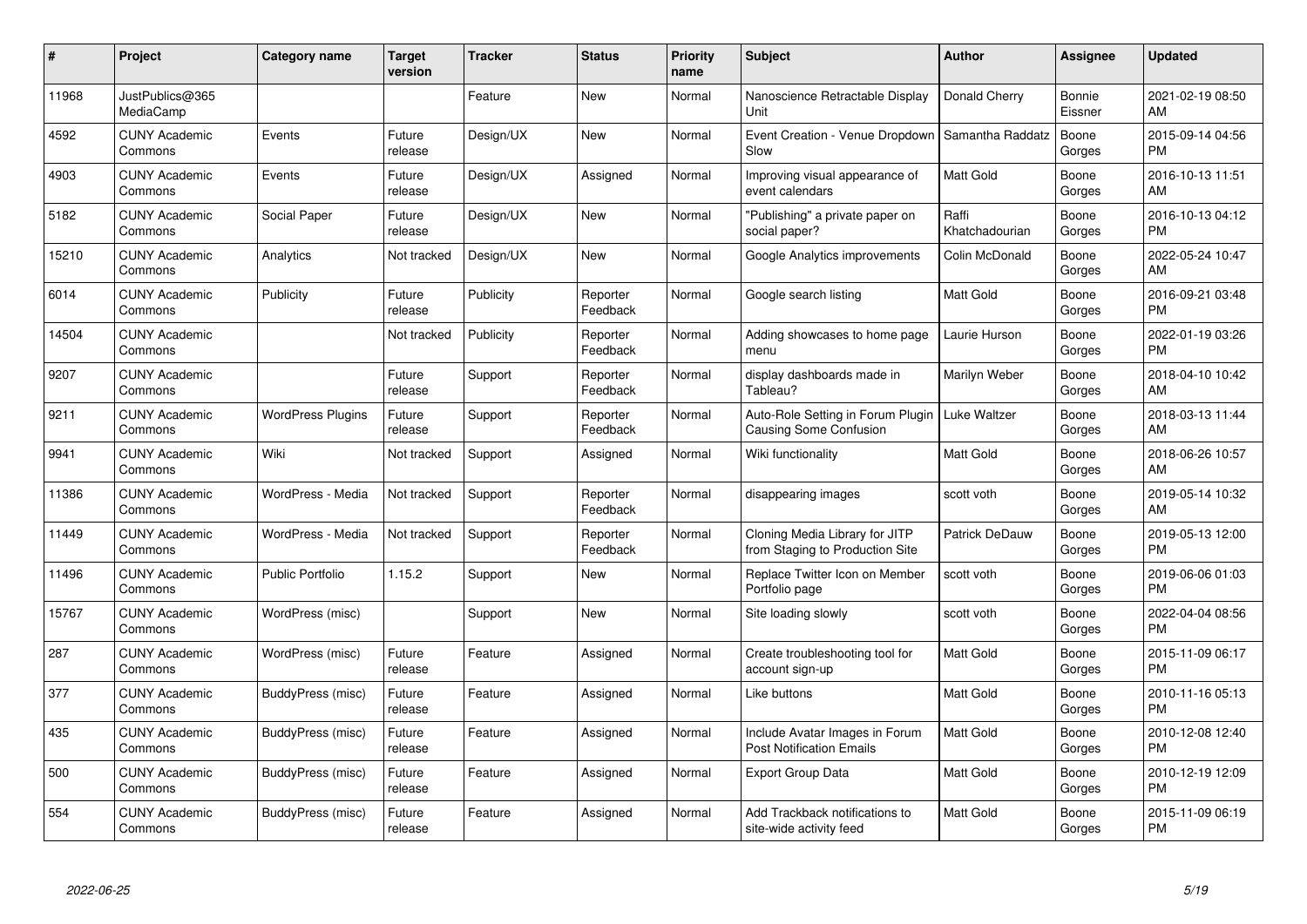| # | Project | Category name | Target version | Tracker | Status | Priority name | Subject | Author | Assignee | Updated |
|---|---|---|---|---|---|---|---|---|---|---|
| 11968 | JustPublics@365 MediaCamp | | | Feature | New | Normal | Nanoscience Retractable Display Unit | Donald Cherry | Bonnie Eissner | 2021-02-19 08:50 AM |
| 4592 | CUNY Academic Commons | Events | Future release | Design/UX | New | Normal | Event Creation - Venue Dropdown Slow | Samantha Raddatz | Boone Gorges | 2015-09-14 04:56 PM |
| 4903 | CUNY Academic Commons | Events | Future release | Design/UX | Assigned | Normal | Improving visual appearance of event calendars | Matt Gold | Boone Gorges | 2016-10-13 11:51 AM |
| 5182 | CUNY Academic Commons | Social Paper | Future release | Design/UX | New | Normal | "Publishing" a private paper on social paper? | Raffi Khatchadourian | Boone Gorges | 2016-10-13 04:12 PM |
| 15210 | CUNY Academic Commons | Analytics | Not tracked | Design/UX | New | Normal | Google Analytics improvements | Colin McDonald | Boone Gorges | 2022-05-24 10:47 AM |
| 6014 | CUNY Academic Commons | Publicity | Future release | Publicity | Reporter Feedback | Normal | Google search listing | Matt Gold | Boone Gorges | 2016-09-21 03:48 PM |
| 14504 | CUNY Academic Commons | | Not tracked | Publicity | Reporter Feedback | Normal | Adding showcases to home page menu | Laurie Hurson | Boone Gorges | 2022-01-19 03:26 PM |
| 9207 | CUNY Academic Commons | | Future release | Support | Reporter Feedback | Normal | display dashboards made in Tableau? | Marilyn Weber | Boone Gorges | 2018-04-10 10:42 AM |
| 9211 | CUNY Academic Commons | WordPress Plugins | Future release | Support | Reporter Feedback | Normal | Auto-Role Setting in Forum Plugin Causing Some Confusion | Luke Waltzer | Boone Gorges | 2018-03-13 11:44 AM |
| 9941 | CUNY Academic Commons | Wiki | Not tracked | Support | Assigned | Normal | Wiki functionality | Matt Gold | Boone Gorges | 2018-06-26 10:57 AM |
| 11386 | CUNY Academic Commons | WordPress - Media | Not tracked | Support | Reporter Feedback | Normal | disappearing images | scott voth | Boone Gorges | 2019-05-14 10:32 AM |
| 11449 | CUNY Academic Commons | WordPress - Media | Not tracked | Support | Reporter Feedback | Normal | Cloning Media Library for JITP from Staging to Production Site | Patrick DeDauw | Boone Gorges | 2019-05-13 12:00 PM |
| 11496 | CUNY Academic Commons | Public Portfolio | 1.15.2 | Support | New | Normal | Replace Twitter Icon on Member Portfolio page | scott voth | Boone Gorges | 2019-06-06 01:03 PM |
| 15767 | CUNY Academic Commons | WordPress (misc) | | Support | New | Normal | Site loading slowly | scott voth | Boone Gorges | 2022-04-04 08:56 PM |
| 287 | CUNY Academic Commons | WordPress (misc) | Future release | Feature | Assigned | Normal | Create troubleshooting tool for account sign-up | Matt Gold | Boone Gorges | 2015-11-09 06:17 PM |
| 377 | CUNY Academic Commons | BuddyPress (misc) | Future release | Feature | Assigned | Normal | Like buttons | Matt Gold | Boone Gorges | 2010-11-16 05:13 PM |
| 435 | CUNY Academic Commons | BuddyPress (misc) | Future release | Feature | Assigned | Normal | Include Avatar Images in Forum Post Notification Emails | Matt Gold | Boone Gorges | 2010-12-08 12:40 PM |
| 500 | CUNY Academic Commons | BuddyPress (misc) | Future release | Feature | Assigned | Normal | Export Group Data | Matt Gold | Boone Gorges | 2010-12-19 12:09 PM |
| 554 | CUNY Academic Commons | BuddyPress (misc) | Future release | Feature | Assigned | Normal | Add Trackback notifications to site-wide activity feed | Matt Gold | Boone Gorges | 2015-11-09 06:19 PM |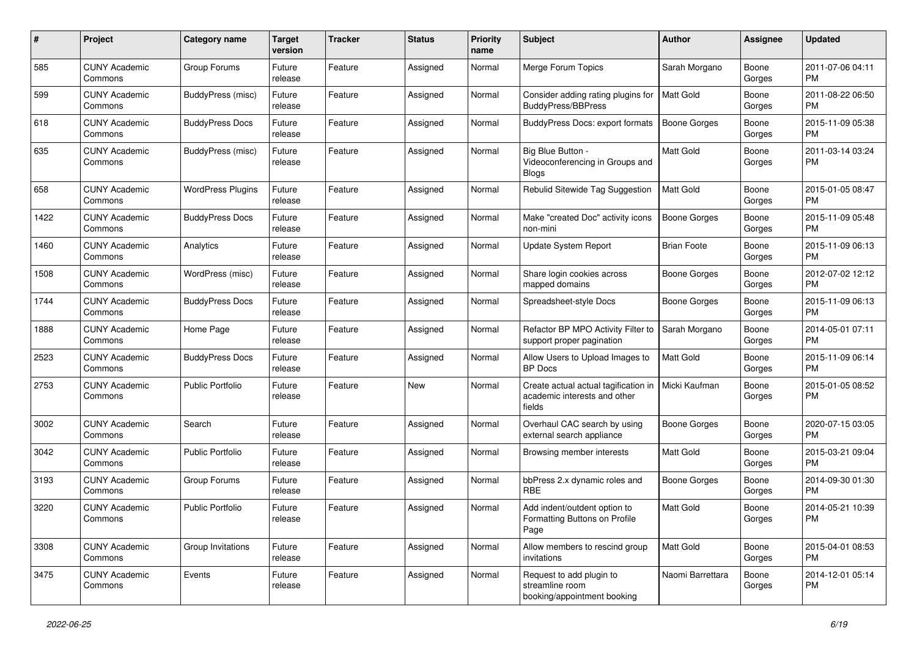| # | Project | Category name | Target version | Tracker | Status | Priority name | Subject | Author | Assignee | Updated |
|---|---|---|---|---|---|---|---|---|---|---|
| 585 | CUNY Academic Commons | Group Forums | Future release | Feature | Assigned | Normal | Merge Forum Topics | Sarah Morgano | Boone Gorges | 2011-07-06 04:11 PM |
| 599 | CUNY Academic Commons | BuddyPress (misc) | Future release | Feature | Assigned | Normal | Consider adding rating plugins for BuddyPress/BBPress | Matt Gold | Boone Gorges | 2011-08-22 06:50 PM |
| 618 | CUNY Academic Commons | BuddyPress Docs | Future release | Feature | Assigned | Normal | BuddyPress Docs: export formats | Boone Gorges | Boone Gorges | 2015-11-09 05:38 PM |
| 635 | CUNY Academic Commons | BuddyPress (misc) | Future release | Feature | Assigned | Normal | Big Blue Button - Videoconferencing in Groups and Blogs | Matt Gold | Boone Gorges | 2011-03-14 03:24 PM |
| 658 | CUNY Academic Commons | WordPress Plugins | Future release | Feature | Assigned | Normal | Rebulid Sitewide Tag Suggestion | Matt Gold | Boone Gorges | 2015-01-05 08:47 PM |
| 1422 | CUNY Academic Commons | BuddyPress Docs | Future release | Feature | Assigned | Normal | Make "created Doc" activity icons non-mini | Boone Gorges | Boone Gorges | 2015-11-09 05:48 PM |
| 1460 | CUNY Academic Commons | Analytics | Future release | Feature | Assigned | Normal | Update System Report | Brian Foote | Boone Gorges | 2015-11-09 06:13 PM |
| 1508 | CUNY Academic Commons | WordPress (misc) | Future release | Feature | Assigned | Normal | Share login cookies across mapped domains | Boone Gorges | Boone Gorges | 2012-07-02 12:12 PM |
| 1744 | CUNY Academic Commons | BuddyPress Docs | Future release | Feature | Assigned | Normal | Spreadsheet-style Docs | Boone Gorges | Boone Gorges | 2015-11-09 06:13 PM |
| 1888 | CUNY Academic Commons | Home Page | Future release | Feature | Assigned | Normal | Refactor BP MPO Activity Filter to support proper pagination | Sarah Morgano | Boone Gorges | 2014-05-01 07:11 PM |
| 2523 | CUNY Academic Commons | BuddyPress Docs | Future release | Feature | Assigned | Normal | Allow Users to Upload Images to BP Docs | Matt Gold | Boone Gorges | 2015-11-09 06:14 PM |
| 2753 | CUNY Academic Commons | Public Portfolio | Future release | Feature | New | Normal | Create actual actual tagification in academic interests and other fields | Micki Kaufman | Boone Gorges | 2015-01-05 08:52 PM |
| 3002 | CUNY Academic Commons | Search | Future release | Feature | Assigned | Normal | Overhaul CAC search by using external search appliance | Boone Gorges | Boone Gorges | 2020-07-15 03:05 PM |
| 3042 | CUNY Academic Commons | Public Portfolio | Future release | Feature | Assigned | Normal | Browsing member interests | Matt Gold | Boone Gorges | 2015-03-21 09:04 PM |
| 3193 | CUNY Academic Commons | Group Forums | Future release | Feature | Assigned | Normal | bbPress 2.x dynamic roles and RBE | Boone Gorges | Boone Gorges | 2014-09-30 01:30 PM |
| 3220 | CUNY Academic Commons | Public Portfolio | Future release | Feature | Assigned | Normal | Add indent/outdent option to Formatting Buttons on Profile Page | Matt Gold | Boone Gorges | 2014-05-21 10:39 PM |
| 3308 | CUNY Academic Commons | Group Invitations | Future release | Feature | Assigned | Normal | Allow members to rescind group invitations | Matt Gold | Boone Gorges | 2015-04-01 08:53 PM |
| 3475 | CUNY Academic Commons | Events | Future release | Feature | Assigned | Normal | Request to add plugin to streamline room booking/appointment booking | Naomi Barrettara | Boone Gorges | 2014-12-01 05:14 PM |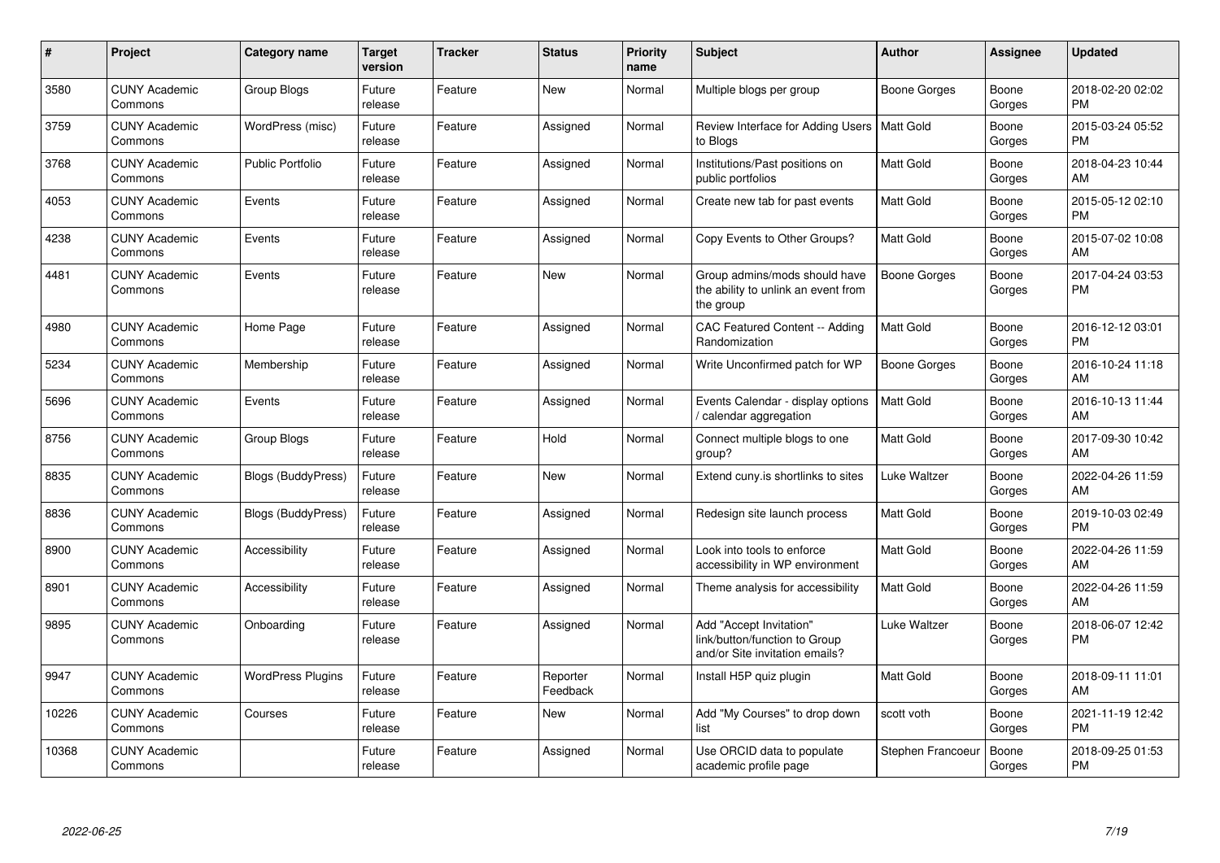| # | Project | Category name | Target version | Tracker | Status | Priority name | Subject | Author | Assignee | Updated |
|---|---|---|---|---|---|---|---|---|---|---|
| 3580 | CUNY Academic Commons | Group Blogs | Future release | Feature | New | Normal | Multiple blogs per group | Boone Gorges | Boone Gorges | 2018-02-20 02:02 PM |
| 3759 | CUNY Academic Commons | WordPress (misc) | Future release | Feature | Assigned | Normal | Review Interface for Adding Users to Blogs | Matt Gold | Boone Gorges | 2015-03-24 05:52 PM |
| 3768 | CUNY Academic Commons | Public Portfolio | Future release | Feature | Assigned | Normal | Institutions/Past positions on public portfolios | Matt Gold | Boone Gorges | 2018-04-23 10:44 AM |
| 4053 | CUNY Academic Commons | Events | Future release | Feature | Assigned | Normal | Create new tab for past events | Matt Gold | Boone Gorges | 2015-05-12 02:10 PM |
| 4238 | CUNY Academic Commons | Events | Future release | Feature | Assigned | Normal | Copy Events to Other Groups? | Matt Gold | Boone Gorges | 2015-07-02 10:08 AM |
| 4481 | CUNY Academic Commons | Events | Future release | Feature | New | Normal | Group admins/mods should have the ability to unlink an event from the group | Boone Gorges | Boone Gorges | 2017-04-24 03:53 PM |
| 4980 | CUNY Academic Commons | Home Page | Future release | Feature | Assigned | Normal | CAC Featured Content -- Adding Randomization | Matt Gold | Boone Gorges | 2016-12-12 03:01 PM |
| 5234 | CUNY Academic Commons | Membership | Future release | Feature | Assigned | Normal | Write Unconfirmed patch for WP | Boone Gorges | Boone Gorges | 2016-10-24 11:18 AM |
| 5696 | CUNY Academic Commons | Events | Future release | Feature | Assigned | Normal | Events Calendar - display options / calendar aggregation | Matt Gold | Boone Gorges | 2016-10-13 11:44 AM |
| 8756 | CUNY Academic Commons | Group Blogs | Future release | Feature | Hold | Normal | Connect multiple blogs to one group? | Matt Gold | Boone Gorges | 2017-09-30 10:42 AM |
| 8835 | CUNY Academic Commons | Blogs (BuddyPress) | Future release | Feature | New | Normal | Extend cuny.is shortlinks to sites | Luke Waltzer | Boone Gorges | 2022-04-26 11:59 AM |
| 8836 | CUNY Academic Commons | Blogs (BuddyPress) | Future release | Feature | Assigned | Normal | Redesign site launch process | Matt Gold | Boone Gorges | 2019-10-03 02:49 PM |
| 8900 | CUNY Academic Commons | Accessibility | Future release | Feature | Assigned | Normal | Look into tools to enforce accessibility in WP environment | Matt Gold | Boone Gorges | 2022-04-26 11:59 AM |
| 8901 | CUNY Academic Commons | Accessibility | Future release | Feature | Assigned | Normal | Theme analysis for accessibility | Matt Gold | Boone Gorges | 2022-04-26 11:59 AM |
| 9895 | CUNY Academic Commons | Onboarding | Future release | Feature | Assigned | Normal | Add "Accept Invitation" link/button/function to Group and/or Site invitation emails? | Luke Waltzer | Boone Gorges | 2018-06-07 12:42 PM |
| 9947 | CUNY Academic Commons | WordPress Plugins | Future release | Feature | Reporter Feedback | Normal | Install H5P quiz plugin | Matt Gold | Boone Gorges | 2018-09-11 11:01 AM |
| 10226 | CUNY Academic Commons | Courses | Future release | Feature | New | Normal | Add "My Courses" to drop down list | scott voth | Boone Gorges | 2021-11-19 12:42 PM |
| 10368 | CUNY Academic Commons | | Future release | Feature | Assigned | Normal | Use ORCID data to populate academic profile page | Stephen Francoeur | Boone Gorges | 2018-09-25 01:53 PM |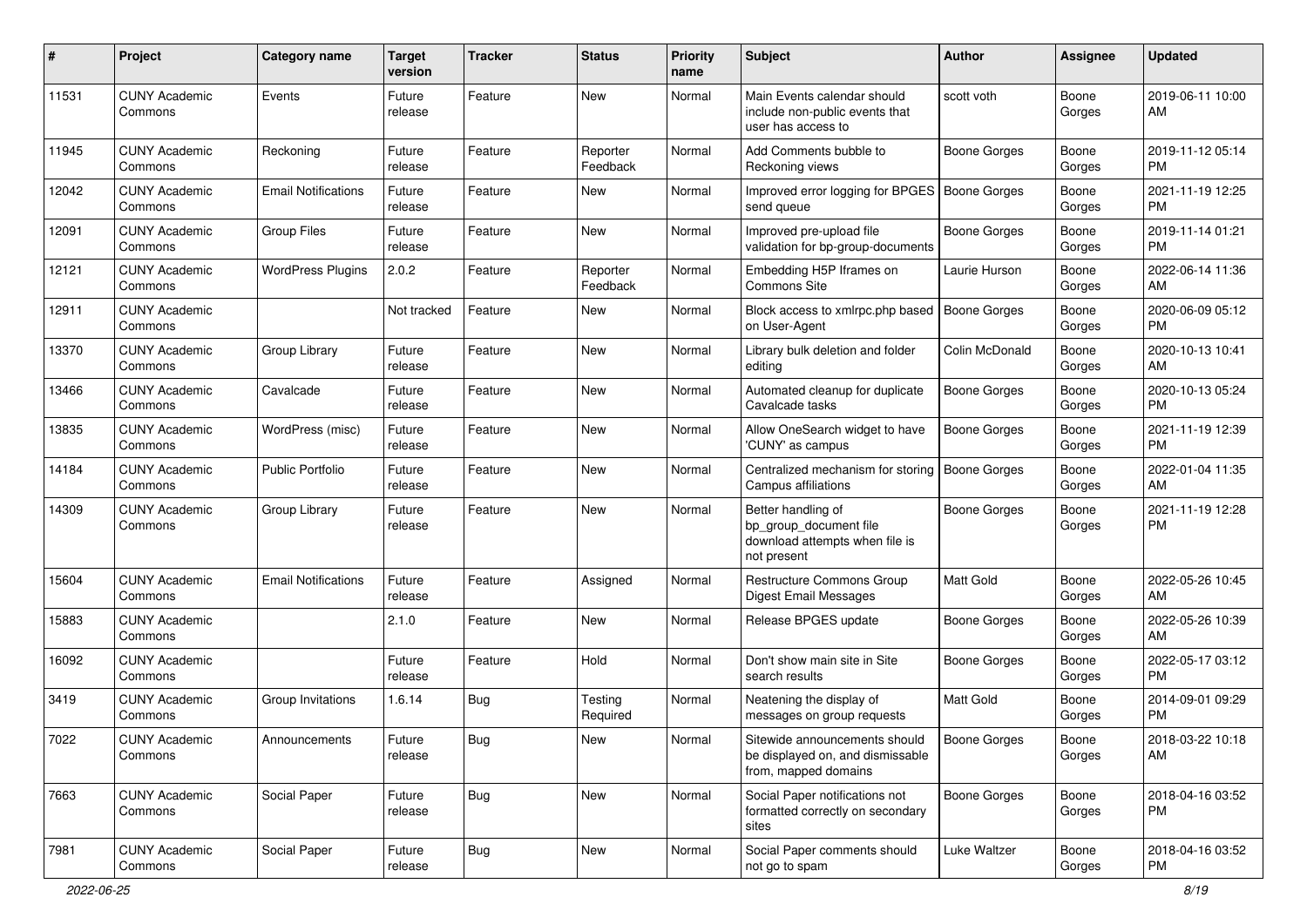| # | Project | Category name | Target version | Tracker | Status | Priority name | Subject | Author | Assignee | Updated |
|---|---|---|---|---|---|---|---|---|---|---|
| 11531 | CUNY Academic Commons | Events | Future release | Feature | New | Normal | Main Events calendar should include non-public events that user has access to | scott voth | Boone Gorges | 2019-06-11 10:00 AM |
| 11945 | CUNY Academic Commons | Reckoning | Future release | Feature | Reporter Feedback | Normal | Add Comments bubble to Reckoning views | Boone Gorges | Boone Gorges | 2019-11-12 05:14 PM |
| 12042 | CUNY Academic Commons | Email Notifications | Future release | Feature | New | Normal | Improved error logging for BPGES send queue | Boone Gorges | Boone Gorges | 2021-11-19 12:25 PM |
| 12091 | CUNY Academic Commons | Group Files | Future release | Feature | New | Normal | Improved pre-upload file validation for bp-group-documents | Boone Gorges | Boone Gorges | 2019-11-14 01:21 PM |
| 12121 | CUNY Academic Commons | WordPress Plugins | 2.0.2 | Feature | Reporter Feedback | Normal | Embedding H5P Iframes on Commons Site | Laurie Hurson | Boone Gorges | 2022-06-14 11:36 AM |
| 12911 | CUNY Academic Commons | | Not tracked | Feature | New | Normal | Block access to xmlrpc.php based on User-Agent | Boone Gorges | Boone Gorges | 2020-06-09 05:12 PM |
| 13370 | CUNY Academic Commons | Group Library | Future release | Feature | New | Normal | Library bulk deletion and folder editing | Colin McDonald | Boone Gorges | 2020-10-13 10:41 AM |
| 13466 | CUNY Academic Commons | Cavalcade | Future release | Feature | New | Normal | Automated cleanup for duplicate Cavalcade tasks | Boone Gorges | Boone Gorges | 2020-10-13 05:24 PM |
| 13835 | CUNY Academic Commons | WordPress (misc) | Future release | Feature | New | Normal | Allow OneSearch widget to have 'CUNY' as campus | Boone Gorges | Boone Gorges | 2021-11-19 12:39 PM |
| 14184 | CUNY Academic Commons | Public Portfolio | Future release | Feature | New | Normal | Centralized mechanism for storing Campus affiliations | Boone Gorges | Boone Gorges | 2022-01-04 11:35 AM |
| 14309 | CUNY Academic Commons | Group Library | Future release | Feature | New | Normal | Better handling of bp_group_document file download attempts when file is not present | Boone Gorges | Boone Gorges | 2021-11-19 12:28 PM |
| 15604 | CUNY Academic Commons | Email Notifications | Future release | Feature | Assigned | Normal | Restructure Commons Group Digest Email Messages | Matt Gold | Boone Gorges | 2022-05-26 10:45 AM |
| 15883 | CUNY Academic Commons | | 2.1.0 | Feature | New | Normal | Release BPGES update | Boone Gorges | Boone Gorges | 2022-05-26 10:39 AM |
| 16092 | CUNY Academic Commons | | Future release | Feature | Hold | Normal | Don't show main site in Site search results | Boone Gorges | Boone Gorges | 2022-05-17 03:12 PM |
| 3419 | CUNY Academic Commons | Group Invitations | 1.6.14 | Bug | Testing Required | Normal | Neatening the display of messages on group requests | Matt Gold | Boone Gorges | 2014-09-01 09:29 PM |
| 7022 | CUNY Academic Commons | Announcements | Future release | Bug | New | Normal | Sitewide announcements should be displayed on, and dismissable from, mapped domains | Boone Gorges | Boone Gorges | 2018-03-22 10:18 AM |
| 7663 | CUNY Academic Commons | Social Paper | Future release | Bug | New | Normal | Social Paper notifications not formatted correctly on secondary sites | Boone Gorges | Boone Gorges | 2018-04-16 03:52 PM |
| 7981 | CUNY Academic Commons | Social Paper | Future release | Bug | New | Normal | Social Paper comments should not go to spam | Luke Waltzer | Boone Gorges | 2018-04-16 03:52 PM |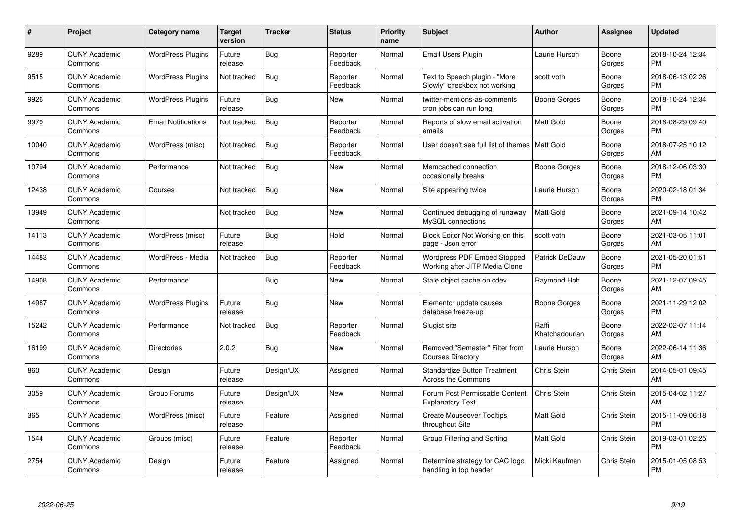| # | Project | Category name | Target version | Tracker | Status | Priority name | Subject | Author | Assignee | Updated |
|---|---|---|---|---|---|---|---|---|---|---|
| 9289 | CUNY Academic Commons | WordPress Plugins | Future release | Bug | Reporter Feedback | Normal | Email Users Plugin | Laurie Hurson | Boone Gorges | 2018-10-24 12:34 PM |
| 9515 | CUNY Academic Commons | WordPress Plugins | Not tracked | Bug | Reporter Feedback | Normal | Text to Speech plugin - "More Slowly" checkbox not working | scott voth | Boone Gorges | 2018-06-13 02:26 PM |
| 9926 | CUNY Academic Commons | WordPress Plugins | Future release | Bug | New | Normal | twitter-mentions-as-comments cron jobs can run long | Boone Gorges | Boone Gorges | 2018-10-24 12:34 PM |
| 9979 | CUNY Academic Commons | Email Notifications | Not tracked | Bug | Reporter Feedback | Normal | Reports of slow email activation emails | Matt Gold | Boone Gorges | 2018-08-29 09:40 PM |
| 10040 | CUNY Academic Commons | WordPress (misc) | Not tracked | Bug | Reporter Feedback | Normal | User doesn't see full list of themes | Matt Gold | Boone Gorges | 2018-07-25 10:12 AM |
| 10794 | CUNY Academic Commons | Performance | Not tracked | Bug | New | Normal | Memcached connection occasionally breaks | Boone Gorges | Boone Gorges | 2018-12-06 03:30 PM |
| 12438 | CUNY Academic Commons | Courses | Not tracked | Bug | New | Normal | Site appearing twice | Laurie Hurson | Boone Gorges | 2020-02-18 01:34 PM |
| 13949 | CUNY Academic Commons | | Not tracked | Bug | New | Normal | Continued debugging of runaway MySQL connections | Matt Gold | Boone Gorges | 2021-09-14 10:42 AM |
| 14113 | CUNY Academic Commons | WordPress (misc) | Future release | Bug | Hold | Normal | Block Editor Not Working on this page - Json error | scott voth | Boone Gorges | 2021-03-05 11:01 AM |
| 14483 | CUNY Academic Commons | WordPress - Media | Not tracked | Bug | Reporter Feedback | Normal | Wordpress PDF Embed Stopped Working after JITP Media Clone | Patrick DeDauw | Boone Gorges | 2021-05-20 01:51 PM |
| 14908 | CUNY Academic Commons | Performance | | Bug | New | Normal | Stale object cache on cdev | Raymond Hoh | Boone Gorges | 2021-12-07 09:45 AM |
| 14987 | CUNY Academic Commons | WordPress Plugins | Future release | Bug | New | Normal | Elementor update causes database freeze-up | Boone Gorges | Boone Gorges | 2021-11-29 12:02 PM |
| 15242 | CUNY Academic Commons | Performance | Not tracked | Bug | Reporter Feedback | Normal | Slugist site | Raffi Khatchadourian | Boone Gorges | 2022-02-07 11:14 AM |
| 16199 | CUNY Academic Commons | Directories | 2.0.2 | Bug | New | Normal | Removed "Semester" Filter from Courses Directory | Laurie Hurson | Boone Gorges | 2022-06-14 11:36 AM |
| 860 | CUNY Academic Commons | Design | Future release | Design/UX | Assigned | Normal | Standardize Button Treatment Across the Commons | Chris Stein | Chris Stein | 2014-05-01 09:45 AM |
| 3059 | CUNY Academic Commons | Group Forums | Future release | Design/UX | New | Normal | Forum Post Permissable Content Explanatory Text | Chris Stein | Chris Stein | 2015-04-02 11:27 AM |
| 365 | CUNY Academic Commons | WordPress (misc) | Future release | Feature | Assigned | Normal | Create Mouseover Tooltips throughout Site | Matt Gold | Chris Stein | 2015-11-09 06:18 PM |
| 1544 | CUNY Academic Commons | Groups (misc) | Future release | Feature | Reporter Feedback | Normal | Group Filtering and Sorting | Matt Gold | Chris Stein | 2019-03-01 02:25 PM |
| 2754 | CUNY Academic Commons | Design | Future release | Feature | Assigned | Normal | Determine strategy for CAC logo handling in top header | Micki Kaufman | Chris Stein | 2015-01-05 08:53 PM |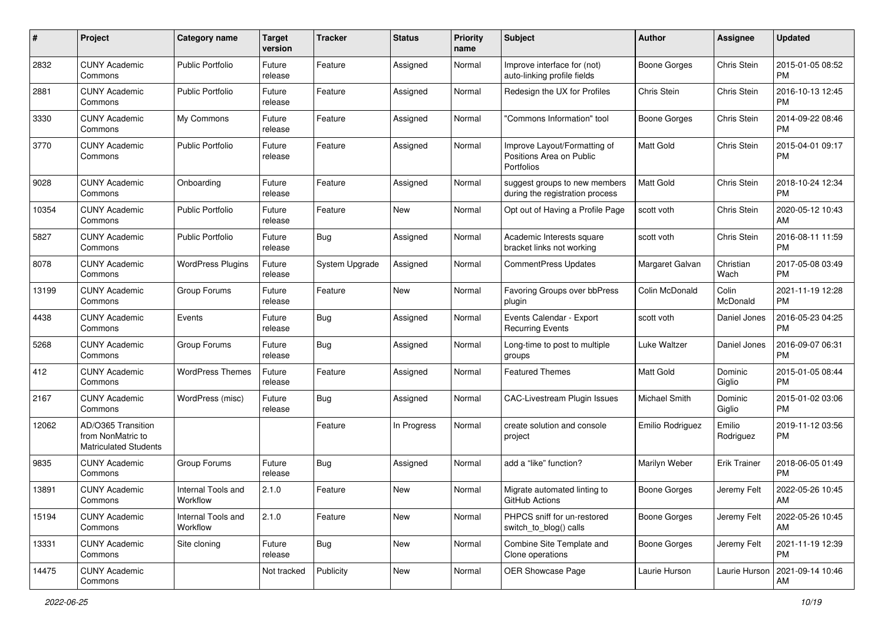| # | Project | Category name | Target version | Tracker | Status | Priority name | Subject | Author | Assignee | Updated |
|---|---|---|---|---|---|---|---|---|---|---|
| 2832 | CUNY Academic Commons | Public Portfolio | Future release | Feature | Assigned | Normal | Improve interface for (not) auto-linking profile fields | Boone Gorges | Chris Stein | 2015-01-05 08:52 PM |
| 2881 | CUNY Academic Commons | Public Portfolio | Future release | Feature | Assigned | Normal | Redesign the UX for Profiles | Chris Stein | Chris Stein | 2016-10-13 12:45 PM |
| 3330 | CUNY Academic Commons | My Commons | Future release | Feature | Assigned | Normal | "Commons Information" tool | Boone Gorges | Chris Stein | 2014-09-22 08:46 PM |
| 3770 | CUNY Academic Commons | Public Portfolio | Future release | Feature | Assigned | Normal | Improve Layout/Formatting of Positions Area on Public Portfolios | Matt Gold | Chris Stein | 2015-04-01 09:17 PM |
| 9028 | CUNY Academic Commons | Onboarding | Future release | Feature | Assigned | Normal | suggest groups to new members during the registration process | Matt Gold | Chris Stein | 2018-10-24 12:34 PM |
| 10354 | CUNY Academic Commons | Public Portfolio | Future release | Feature | New | Normal | Opt out of Having a Profile Page | scott voth | Chris Stein | 2020-05-12 10:43 AM |
| 5827 | CUNY Academic Commons | Public Portfolio | Future release | Bug | Assigned | Normal | Academic Interests square bracket links not working | scott voth | Chris Stein | 2016-08-11 11:59 PM |
| 8078 | CUNY Academic Commons | WordPress Plugins | Future release | System Upgrade | Assigned | Normal | CommentPress Updates | Margaret Galvan | Christian Wach | 2017-05-08 03:49 PM |
| 13199 | CUNY Academic Commons | Group Forums | Future release | Feature | New | Normal | Favoring Groups over bbPress plugin | Colin McDonald | Colin McDonald | 2021-11-19 12:28 PM |
| 4438 | CUNY Academic Commons | Events | Future release | Bug | Assigned | Normal | Events Calendar - Export Recurring Events | scott voth | Daniel Jones | 2016-05-23 04:25 PM |
| 5268 | CUNY Academic Commons | Group Forums | Future release | Bug | Assigned | Normal | Long-time to post to multiple groups | Luke Waltzer | Daniel Jones | 2016-09-07 06:31 PM |
| 412 | CUNY Academic Commons | WordPress Themes | Future release | Feature | Assigned | Normal | Featured Themes | Matt Gold | Dominic Giglio | 2015-01-05 08:44 PM |
| 2167 | CUNY Academic Commons | WordPress (misc) | Future release | Bug | Assigned | Normal | CAC-Livestream Plugin Issues | Michael Smith | Dominic Giglio | 2015-01-02 03:06 PM |
| 12062 | AD/O365 Transition from NonMatric to Matriculated Students | | | Feature | In Progress | Normal | create solution and console project | Emilio Rodriguez | Emilio Rodriguez | 2019-11-12 03:56 PM |
| 9835 | CUNY Academic Commons | Group Forums | Future release | Bug | Assigned | Normal | add a “like” function? | Marilyn Weber | Erik Trainer | 2018-06-05 01:49 PM |
| 13891 | CUNY Academic Commons | Internal Tools and Workflow | 2.1.0 | Feature | New | Normal | Migrate automated linting to GitHub Actions | Boone Gorges | Jeremy Felt | 2022-05-26 10:45 AM |
| 15194 | CUNY Academic Commons | Internal Tools and Workflow | 2.1.0 | Feature | New | Normal | PHPCS sniff for un-restored switch_to_blog() calls | Boone Gorges | Jeremy Felt | 2022-05-26 10:45 AM |
| 13331 | CUNY Academic Commons | Site cloning | Future release | Bug | New | Normal | Combine Site Template and Clone operations | Boone Gorges | Jeremy Felt | 2021-11-19 12:39 PM |
| 14475 | CUNY Academic Commons | | Not tracked | Publicity | New | Normal | OER Showcase Page | Laurie Hurson | Laurie Hurson | 2021-09-14 10:46 AM |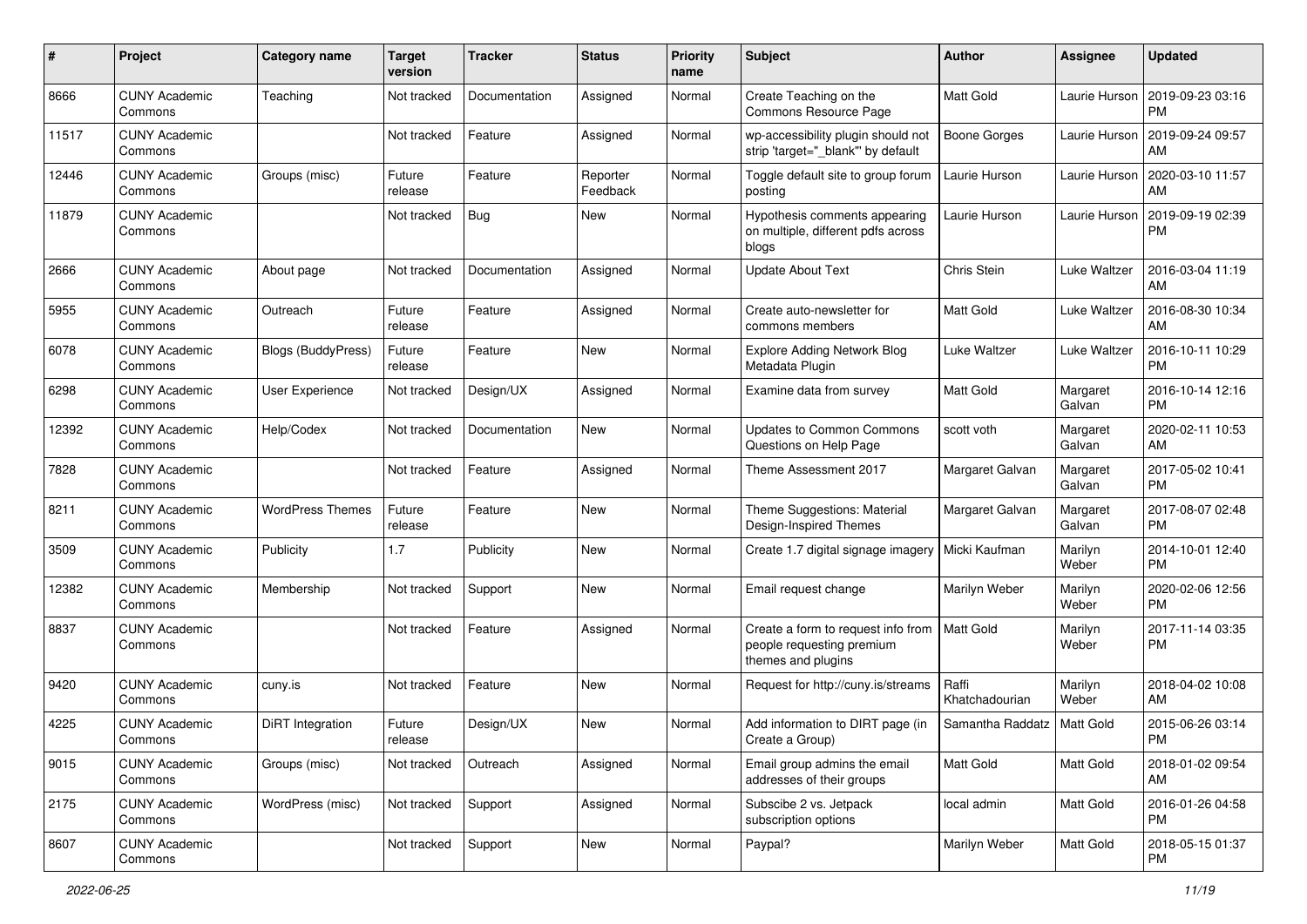| # | Project | Category name | Target version | Tracker | Status | Priority name | Subject | Author | Assignee | Updated |
|---|---|---|---|---|---|---|---|---|---|---|
| 8666 | CUNY Academic Commons | Teaching | Not tracked | Documentation | Assigned | Normal | Create Teaching on the Commons Resource Page | Matt Gold | Laurie Hurson | 2019-09-23 03:16 PM |
| 11517 | CUNY Academic Commons | | Not tracked | Feature | Assigned | Normal | wp-accessibility plugin should not strip 'target="_blank"' by default | Boone Gorges | Laurie Hurson | 2019-09-24 09:57 AM |
| 12446 | CUNY Academic Commons | Groups (misc) | Future release | Feature | Reporter Feedback | Normal | Toggle default site to group forum posting | Laurie Hurson | Laurie Hurson | 2020-03-10 11:57 AM |
| 11879 | CUNY Academic Commons | | Not tracked | Bug | New | Normal | Hypothesis comments appearing on multiple, different pdfs across blogs | Laurie Hurson | Laurie Hurson | 2019-09-19 02:39 PM |
| 2666 | CUNY Academic Commons | About page | Not tracked | Documentation | Assigned | Normal | Update About Text | Chris Stein | Luke Waltzer | 2016-03-04 11:19 AM |
| 5955 | CUNY Academic Commons | Outreach | Future release | Feature | Assigned | Normal | Create auto-newsletter for commons members | Matt Gold | Luke Waltzer | 2016-08-30 10:34 AM |
| 6078 | CUNY Academic Commons | Blogs (BuddyPress) | Future release | Feature | New | Normal | Explore Adding Network Blog Metadata Plugin | Luke Waltzer | Luke Waltzer | 2016-10-11 10:29 PM |
| 6298 | CUNY Academic Commons | User Experience | Not tracked | Design/UX | Assigned | Normal | Examine data from survey | Matt Gold | Margaret Galvan | 2016-10-14 12:16 PM |
| 12392 | CUNY Academic Commons | Help/Codex | Not tracked | Documentation | New | Normal | Updates to Common Commons Questions on Help Page | scott voth | Margaret Galvan | 2020-02-11 10:53 AM |
| 7828 | CUNY Academic Commons | | Not tracked | Feature | Assigned | Normal | Theme Assessment 2017 | Margaret Galvan | Margaret Galvan | 2017-05-02 10:41 PM |
| 8211 | CUNY Academic Commons | WordPress Themes | Future release | Feature | New | Normal | Theme Suggestions: Material Design-Inspired Themes | Margaret Galvan | Margaret Galvan | 2017-08-07 02:48 PM |
| 3509 | CUNY Academic Commons | Publicity | 1.7 | Publicity | New | Normal | Create 1.7 digital signage imagery | Micki Kaufman | Marilyn Weber | 2014-10-01 12:40 PM |
| 12382 | CUNY Academic Commons | Membership | Not tracked | Support | New | Normal | Email request change | Marilyn Weber | Marilyn Weber | 2020-02-06 12:56 PM |
| 8837 | CUNY Academic Commons | | Not tracked | Feature | Assigned | Normal | Create a form to request info from people requesting premium themes and plugins | Matt Gold | Marilyn Weber | 2017-11-14 03:35 PM |
| 9420 | CUNY Academic Commons | cuny.is | Not tracked | Feature | New | Normal | Request for http://cuny.is/streams | Raffi Khatchadourian | Marilyn Weber | 2018-04-02 10:08 AM |
| 4225 | CUNY Academic Commons | DiRT Integration | Future release | Design/UX | New | Normal | Add information to DIRT page (in Create a Group) | Samantha Raddatz | Matt Gold | 2015-06-26 03:14 PM |
| 9015 | CUNY Academic Commons | Groups (misc) | Not tracked | Outreach | Assigned | Normal | Email group admins the email addresses of their groups | Matt Gold | Matt Gold | 2018-01-02 09:54 AM |
| 2175 | CUNY Academic Commons | WordPress (misc) | Not tracked | Support | Assigned | Normal | Subscibe 2 vs. Jetpack subscription options | local admin | Matt Gold | 2016-01-26 04:58 PM |
| 8607 | CUNY Academic Commons | | Not tracked | Support | New | Normal | Paypal? | Marilyn Weber | Matt Gold | 2018-05-15 01:37 PM |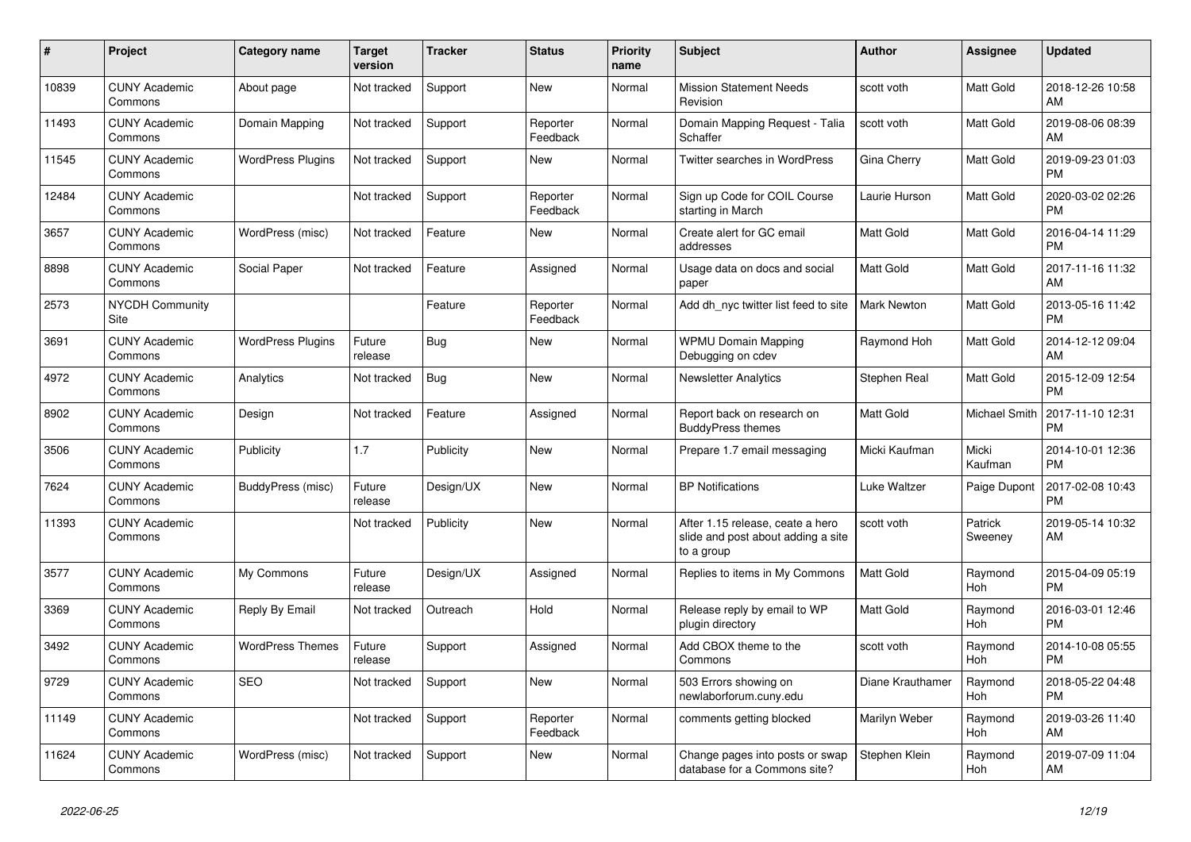| # | Project | Category name | Target version | Tracker | Status | Priority name | Subject | Author | Assignee | Updated |
|---|---|---|---|---|---|---|---|---|---|---|
| 10839 | CUNY Academic Commons | About page | Not tracked | Support | New | Normal | Mission Statement Needs Revision | scott voth | Matt Gold | 2018-12-26 10:58 AM |
| 11493 | CUNY Academic Commons | Domain Mapping | Not tracked | Support | Reporter Feedback | Normal | Domain Mapping Request - Talia Schaffer | scott voth | Matt Gold | 2019-08-06 08:39 AM |
| 11545 | CUNY Academic Commons | WordPress Plugins | Not tracked | Support | New | Normal | Twitter searches in WordPress | Gina Cherry | Matt Gold | 2019-09-23 01:03 PM |
| 12484 | CUNY Academic Commons | | Not tracked | Support | Reporter Feedback | Normal | Sign up Code for COIL Course starting in March | Laurie Hurson | Matt Gold | 2020-03-02 02:26 PM |
| 3657 | CUNY Academic Commons | WordPress (misc) | Not tracked | Feature | New | Normal | Create alert for GC email addresses | Matt Gold | Matt Gold | 2016-04-14 11:29 PM |
| 8898 | CUNY Academic Commons | Social Paper | Not tracked | Feature | Assigned | Normal | Usage data on docs and social paper | Matt Gold | Matt Gold | 2017-11-16 11:32 AM |
| 2573 | NYCDH Community Site | | | Feature | Reporter Feedback | Normal | Add dh_nyc twitter list feed to site | Mark Newton | Matt Gold | 2013-05-16 11:42 PM |
| 3691 | CUNY Academic Commons | WordPress Plugins | Future release | Bug | New | Normal | WPMU Domain Mapping Debugging on cdev | Raymond Hoh | Matt Gold | 2014-12-12 09:04 AM |
| 4972 | CUNY Academic Commons | Analytics | Not tracked | Bug | New | Normal | Newsletter Analytics | Stephen Real | Matt Gold | 2015-12-09 12:54 PM |
| 8902 | CUNY Academic Commons | Design | Not tracked | Feature | Assigned | Normal | Report back on research on BuddyPress themes | Matt Gold | Michael Smith | 2017-11-10 12:31 PM |
| 3506 | CUNY Academic Commons | Publicity | 1.7 | Publicity | New | Normal | Prepare 1.7 email messaging | Micki Kaufman | Micki Kaufman | 2014-10-01 12:36 PM |
| 7624 | CUNY Academic Commons | BuddyPress (misc) | Future release | Design/UX | New | Normal | BP Notifications | Luke Waltzer | Paige Dupont | 2017-02-08 10:43 PM |
| 11393 | CUNY Academic Commons | | Not tracked | Publicity | New | Normal | After 1.15 release, ceate a hero slide and post about adding a site to a group | scott voth | Patrick Sweeney | 2019-05-14 10:32 AM |
| 3577 | CUNY Academic Commons | My Commons | Future release | Design/UX | Assigned | Normal | Replies to items in My Commons | Matt Gold | Raymond Hoh | 2015-04-09 05:19 PM |
| 3369 | CUNY Academic Commons | Reply By Email | Not tracked | Outreach | Hold | Normal | Release reply by email to WP plugin directory | Matt Gold | Raymond Hoh | 2016-03-01 12:46 PM |
| 3492 | CUNY Academic Commons | WordPress Themes | Future release | Support | Assigned | Normal | Add CBOX theme to the Commons | scott voth | Raymond Hoh | 2014-10-08 05:55 PM |
| 9729 | CUNY Academic Commons | SEO | Not tracked | Support | New | Normal | 503 Errors showing on newlaborforum.cuny.edu | Diane Krauthamer | Raymond Hoh | 2018-05-22 04:48 PM |
| 11149 | CUNY Academic Commons | | Not tracked | Support | Reporter Feedback | Normal | comments getting blocked | Marilyn Weber | Raymond Hoh | 2019-03-26 11:40 AM |
| 11624 | CUNY Academic Commons | WordPress (misc) | Not tracked | Support | New | Normal | Change pages into posts or swap database for a Commons site? | Stephen Klein | Raymond Hoh | 2019-07-09 11:04 AM |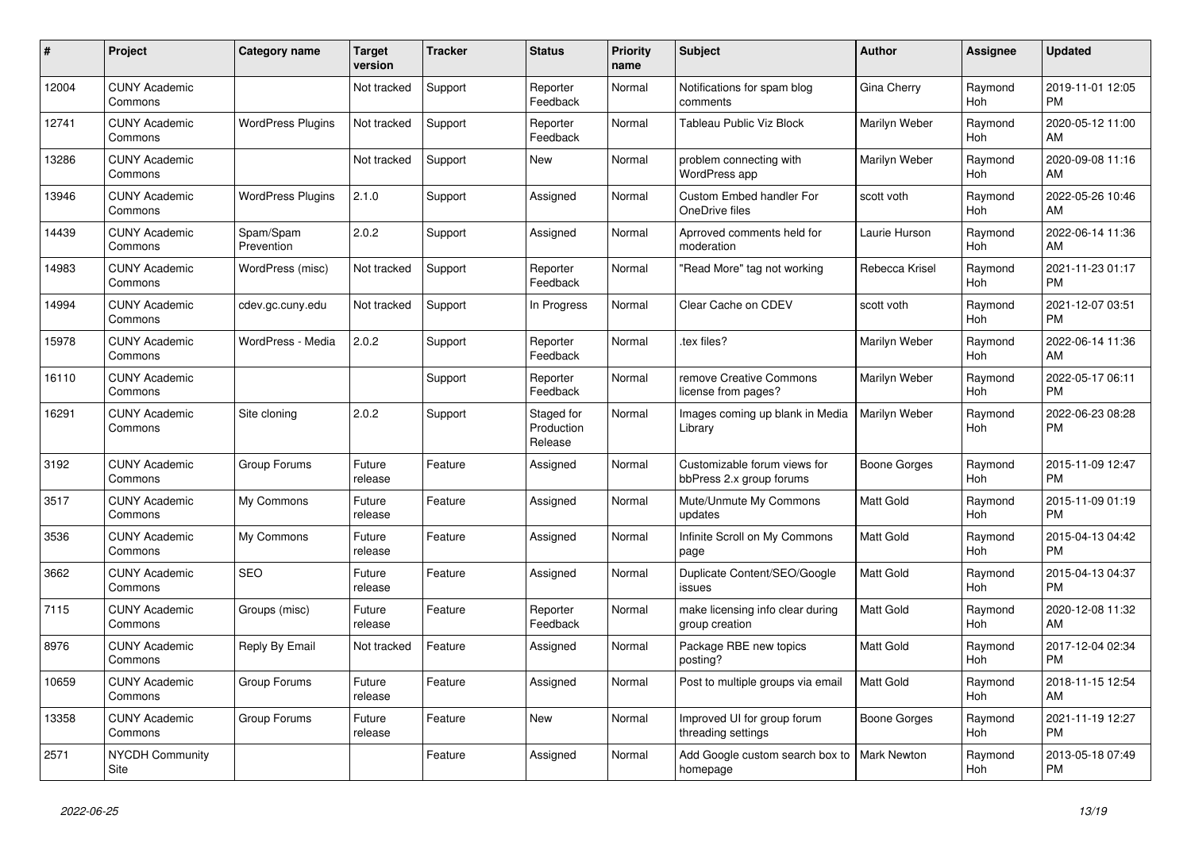| # | Project | Category name | Target version | Tracker | Status | Priority name | Subject | Author | Assignee | Updated |
|---|---|---|---|---|---|---|---|---|---|---|
| 12004 | CUNY Academic Commons | | Not tracked | Support | Reporter Feedback | Normal | Notifications for spam blog comments | Gina Cherry | Raymond Hoh | 2019-11-01 12:05 PM |
| 12741 | CUNY Academic Commons | WordPress Plugins | Not tracked | Support | Reporter Feedback | Normal | Tableau Public Viz Block | Marilyn Weber | Raymond Hoh | 2020-05-12 11:00 AM |
| 13286 | CUNY Academic Commons | | Not tracked | Support | New | Normal | problem connecting with WordPress app | Marilyn Weber | Raymond Hoh | 2020-09-08 11:16 AM |
| 13946 | CUNY Academic Commons | WordPress Plugins | 2.1.0 | Support | Assigned | Normal | Custom Embed handler For OneDrive files | scott voth | Raymond Hoh | 2022-05-26 10:46 AM |
| 14439 | CUNY Academic Commons | Spam/Spam Prevention | 2.0.2 | Support | Assigned | Normal | Aprroved comments held for moderation | Laurie Hurson | Raymond Hoh | 2022-06-14 11:36 AM |
| 14983 | CUNY Academic Commons | WordPress (misc) | Not tracked | Support | Reporter Feedback | Normal | "Read More" tag not working | Rebecca Krisel | Raymond Hoh | 2021-11-23 01:17 PM |
| 14994 | CUNY Academic Commons | cdev.gc.cuny.edu | Not tracked | Support | In Progress | Normal | Clear Cache on CDEV | scott voth | Raymond Hoh | 2021-12-07 03:51 PM |
| 15978 | CUNY Academic Commons | WordPress - Media | 2.0.2 | Support | Reporter Feedback | Normal | .tex files? | Marilyn Weber | Raymond Hoh | 2022-06-14 11:36 AM |
| 16110 | CUNY Academic Commons | | | Support | Reporter Feedback | Normal | remove Creative Commons license from pages? | Marilyn Weber | Raymond Hoh | 2022-05-17 06:11 PM |
| 16291 | CUNY Academic Commons | Site cloning | 2.0.2 | Support | Staged for Production Release | Normal | Images coming up blank in Media Library | Marilyn Weber | Raymond Hoh | 2022-06-23 08:28 PM |
| 3192 | CUNY Academic Commons | Group Forums | Future release | Feature | Assigned | Normal | Customizable forum views for bbPress 2.x group forums | Boone Gorges | Raymond Hoh | 2015-11-09 12:47 PM |
| 3517 | CUNY Academic Commons | My Commons | Future release | Feature | Assigned | Normal | Mute/Unmute My Commons updates | Matt Gold | Raymond Hoh | 2015-11-09 01:19 PM |
| 3536 | CUNY Academic Commons | My Commons | Future release | Feature | Assigned | Normal | Infinite Scroll on My Commons page | Matt Gold | Raymond Hoh | 2015-04-13 04:42 PM |
| 3662 | CUNY Academic Commons | SEO | Future release | Feature | Assigned | Normal | Duplicate Content/SEO/Google issues | Matt Gold | Raymond Hoh | 2015-04-13 04:37 PM |
| 7115 | CUNY Academic Commons | Groups (misc) | Future release | Feature | Reporter Feedback | Normal | make licensing info clear during group creation | Matt Gold | Raymond Hoh | 2020-12-08 11:32 AM |
| 8976 | CUNY Academic Commons | Reply By Email | Not tracked | Feature | Assigned | Normal | Package RBE new topics posting? | Matt Gold | Raymond Hoh | 2017-12-04 02:34 PM |
| 10659 | CUNY Academic Commons | Group Forums | Future release | Feature | Assigned | Normal | Post to multiple groups via email | Matt Gold | Raymond Hoh | 2018-11-15 12:54 AM |
| 13358 | CUNY Academic Commons | Group Forums | Future release | Feature | New | Normal | Improved UI for group forum threading settings | Boone Gorges | Raymond Hoh | 2021-11-19 12:27 PM |
| 2571 | NYCDH Community Site | | | Feature | Assigned | Normal | Add Google custom search box to homepage | Mark Newton | Raymond Hoh | 2013-05-18 07:49 PM |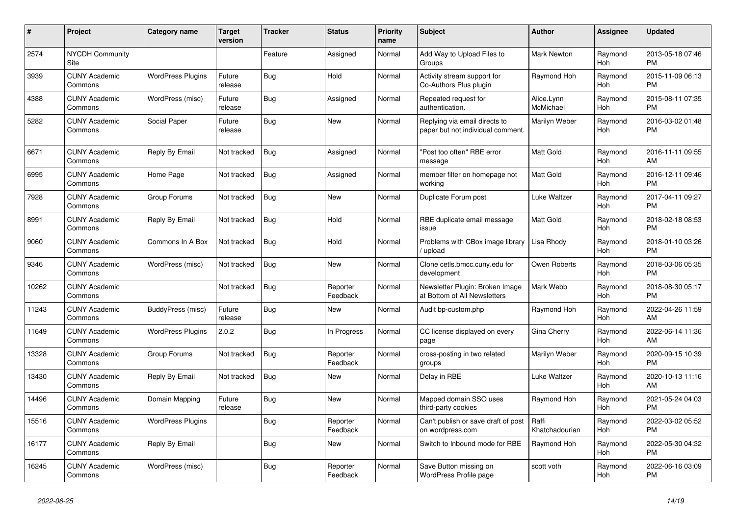| # | Project | Category name | Target version | Tracker | Status | Priority name | Subject | Author | Assignee | Updated |
|---|---|---|---|---|---|---|---|---|---|---|
| 2574 | NYCDH Community Site | | | Feature | Assigned | Normal | Add Way to Upload Files to Groups | Mark Newton | Raymond Hoh | 2013-05-18 07:46 PM |
| 3939 | CUNY Academic Commons | WordPress Plugins | Future release | Bug | Hold | Normal | Activity stream support for Co-Authors Plus plugin | Raymond Hoh | Raymond Hoh | 2015-11-09 06:13 PM |
| 4388 | CUNY Academic Commons | WordPress (misc) | Future release | Bug | Assigned | Normal | Repeated request for authentication. | Alice.Lynn McMichael | Raymond Hoh | 2015-08-11 07:35 PM |
| 5282 | CUNY Academic Commons | Social Paper | Future release | Bug | New | Normal | Replying via email directs to paper but not individual comment. | Marilyn Weber | Raymond Hoh | 2016-03-02 01:48 PM |
| 6671 | CUNY Academic Commons | Reply By Email | Not tracked | Bug | Assigned | Normal | "Post too often" RBE error message | Matt Gold | Raymond Hoh | 2016-11-11 09:55 AM |
| 6995 | CUNY Academic Commons | Home Page | Not tracked | Bug | Assigned | Normal | member filter on homepage not working | Matt Gold | Raymond Hoh | 2016-12-11 09:46 PM |
| 7928 | CUNY Academic Commons | Group Forums | Not tracked | Bug | New | Normal | Duplicate Forum post | Luke Waltzer | Raymond Hoh | 2017-04-11 09:27 PM |
| 8991 | CUNY Academic Commons | Reply By Email | Not tracked | Bug | Hold | Normal | RBE duplicate email message issue | Matt Gold | Raymond Hoh | 2018-02-18 08:53 PM |
| 9060 | CUNY Academic Commons | Commons In A Box | Not tracked | Bug | Hold | Normal | Problems with CBox image library / upload | Lisa Rhody | Raymond Hoh | 2018-01-10 03:26 PM |
| 9346 | CUNY Academic Commons | WordPress (misc) | Not tracked | Bug | New | Normal | Clone cetls.bmcc.cuny.edu for development | Owen Roberts | Raymond Hoh | 2018-03-06 05:35 PM |
| 10262 | CUNY Academic Commons | | Not tracked | Bug | Reporter Feedback | Normal | Newsletter Plugin: Broken Image at Bottom of All Newsletters | Mark Webb | Raymond Hoh | 2018-08-30 05:17 PM |
| 11243 | CUNY Academic Commons | BuddyPress (misc) | Future release | Bug | New | Normal | Audit bp-custom.php | Raymond Hoh | Raymond Hoh | 2022-04-26 11:59 AM |
| 11649 | CUNY Academic Commons | WordPress Plugins | 2.0.2 | Bug | In Progress | Normal | CC license displayed on every page | Gina Cherry | Raymond Hoh | 2022-06-14 11:36 AM |
| 13328 | CUNY Academic Commons | Group Forums | Not tracked | Bug | Reporter Feedback | Normal | cross-posting in two related groups | Marilyn Weber | Raymond Hoh | 2020-09-15 10:39 PM |
| 13430 | CUNY Academic Commons | Reply By Email | Not tracked | Bug | New | Normal | Delay in RBE | Luke Waltzer | Raymond Hoh | 2020-10-13 11:16 AM |
| 14496 | CUNY Academic Commons | Domain Mapping | Future release | Bug | New | Normal | Mapped domain SSO uses third-party cookies | Raymond Hoh | Raymond Hoh | 2021-05-24 04:03 PM |
| 15516 | CUNY Academic Commons | WordPress Plugins | | Bug | Reporter Feedback | Normal | Can't publish or save draft of post on wordpress.com | Raffi Khatchadourian | Raymond Hoh | 2022-03-02 05:52 PM |
| 16177 | CUNY Academic Commons | Reply By Email | | Bug | New | Normal | Switch to Inbound mode for RBE | Raymond Hoh | Raymond Hoh | 2022-05-30 04:32 PM |
| 16245 | CUNY Academic Commons | WordPress (misc) | | Bug | Reporter Feedback | Normal | Save Button missing on WordPress Profile page | scott voth | Raymond Hoh | 2022-06-16 03:09 PM |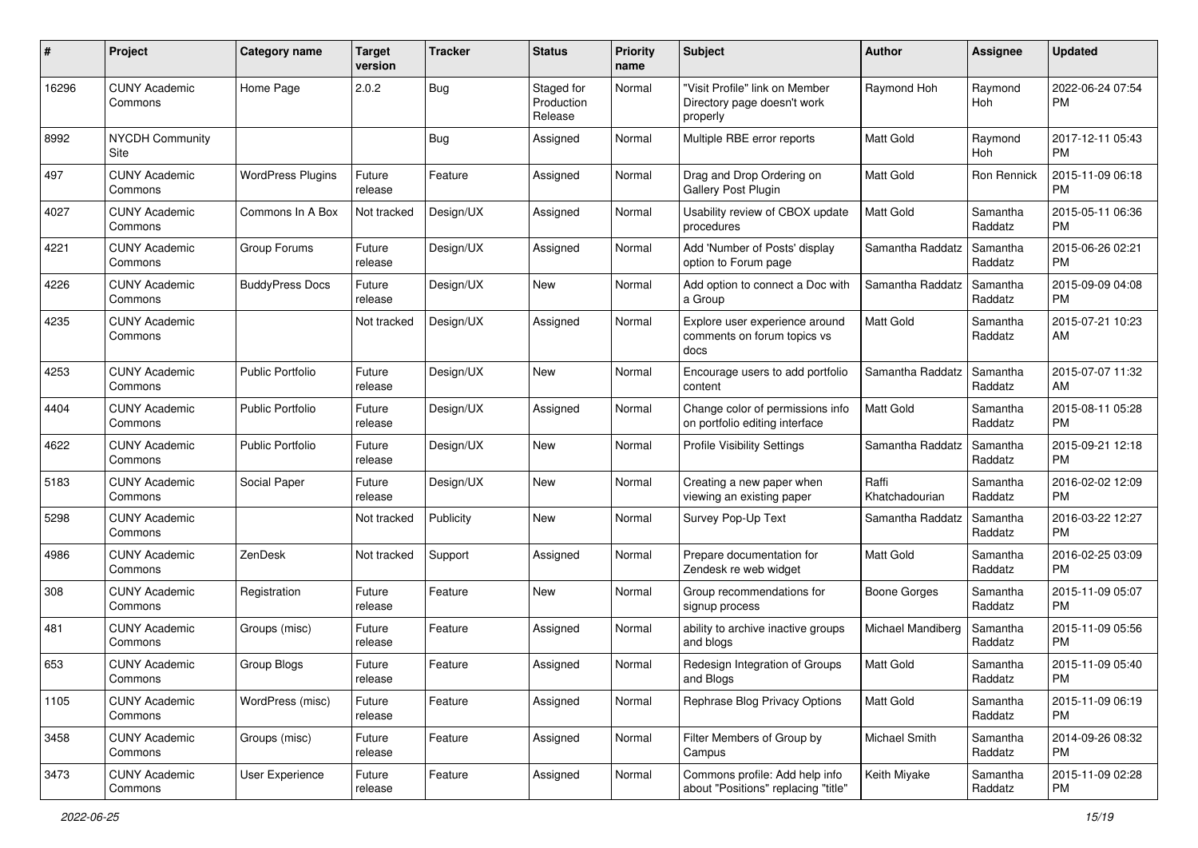| # | Project | Category name | Target version | Tracker | Status | Priority name | Subject | Author | Assignee | Updated |
|---|---|---|---|---|---|---|---|---|---|---|
| 16296 | CUNY Academic Commons | Home Page | 2.0.2 | Bug | Staged for Production Release | Normal | "Visit Profile" link on Member Directory page doesn't work properly | Raymond Hoh | Raymond Hoh | 2022-06-24 07:54 PM |
| 8992 | NYCDH Community Site | | | Bug | Assigned | Normal | Multiple RBE error reports | Matt Gold | Raymond Hoh | 2017-12-11 05:43 PM |
| 497 | CUNY Academic Commons | WordPress Plugins | Future release | Feature | Assigned | Normal | Drag and Drop Ordering on Gallery Post Plugin | Matt Gold | Ron Rennick | 2015-11-09 06:18 PM |
| 4027 | CUNY Academic Commons | Commons In A Box | Not tracked | Design/UX | Assigned | Normal | Usability review of CBOX update procedures | Matt Gold | Samantha Raddatz | 2015-05-11 06:36 PM |
| 4221 | CUNY Academic Commons | Group Forums | Future release | Design/UX | Assigned | Normal | Add 'Number of Posts' display option to Forum page | Samantha Raddatz | Samantha Raddatz | 2015-06-26 02:21 PM |
| 4226 | CUNY Academic Commons | BuddyPress Docs | Future release | Design/UX | New | Normal | Add option to connect a Doc with a Group | Samantha Raddatz | Samantha Raddatz | 2015-09-09 04:08 PM |
| 4235 | CUNY Academic Commons | | Not tracked | Design/UX | Assigned | Normal | Explore user experience around comments on forum topics vs docs | Matt Gold | Samantha Raddatz | 2015-07-21 10:23 AM |
| 4253 | CUNY Academic Commons | Public Portfolio | Future release | Design/UX | New | Normal | Encourage users to add portfolio content | Samantha Raddatz | Samantha Raddatz | 2015-07-07 11:32 AM |
| 4404 | CUNY Academic Commons | Public Portfolio | Future release | Design/UX | Assigned | Normal | Change color of permissions info on portfolio editing interface | Matt Gold | Samantha Raddatz | 2015-08-11 05:28 PM |
| 4622 | CUNY Academic Commons | Public Portfolio | Future release | Design/UX | New | Normal | Profile Visibility Settings | Samantha Raddatz | Samantha Raddatz | 2015-09-21 12:18 PM |
| 5183 | CUNY Academic Commons | Social Paper | Future release | Design/UX | New | Normal | Creating a new paper when viewing an existing paper | Raffi Khatchadourian | Samantha Raddatz | 2016-02-02 12:09 PM |
| 5298 | CUNY Academic Commons | | Not tracked | Publicity | New | Normal | Survey Pop-Up Text | Samantha Raddatz | Samantha Raddatz | 2016-03-22 12:27 PM |
| 4986 | CUNY Academic Commons | ZenDesk | Not tracked | Support | Assigned | Normal | Prepare documentation for Zendesk re web widget | Matt Gold | Samantha Raddatz | 2016-02-25 03:09 PM |
| 308 | CUNY Academic Commons | Registration | Future release | Feature | New | Normal | Group recommendations for signup process | Boone Gorges | Samantha Raddatz | 2015-11-09 05:07 PM |
| 481 | CUNY Academic Commons | Groups (misc) | Future release | Feature | Assigned | Normal | ability to archive inactive groups and blogs | Michael Mandiberg | Samantha Raddatz | 2015-11-09 05:56 PM |
| 653 | CUNY Academic Commons | Group Blogs | Future release | Feature | Assigned | Normal | Redesign Integration of Groups and Blogs | Matt Gold | Samantha Raddatz | 2015-11-09 05:40 PM |
| 1105 | CUNY Academic Commons | WordPress (misc) | Future release | Feature | Assigned | Normal | Rephrase Blog Privacy Options | Matt Gold | Samantha Raddatz | 2015-11-09 06:19 PM |
| 3458 | CUNY Academic Commons | Groups (misc) | Future release | Feature | Assigned | Normal | Filter Members of Group by Campus | Michael Smith | Samantha Raddatz | 2014-09-26 08:32 PM |
| 3473 | CUNY Academic Commons | User Experience | Future release | Feature | Assigned | Normal | Commons profile: Add help info about "Positions" replacing "title" | Keith Miyake | Samantha Raddatz | 2015-11-09 02:28 PM |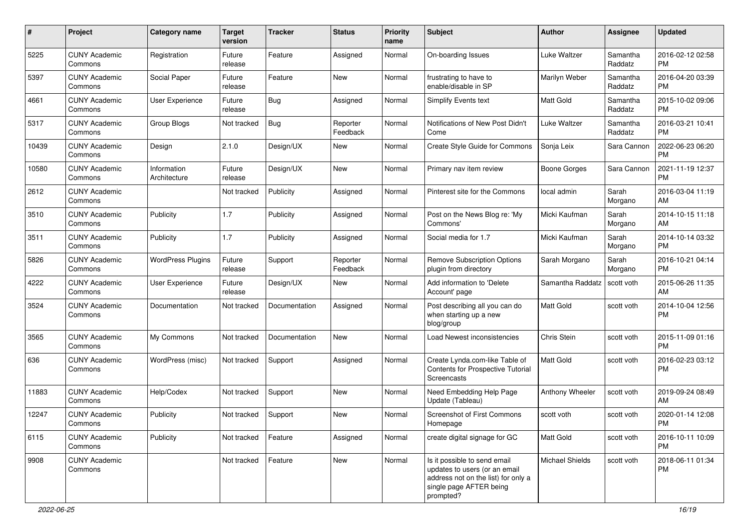| # | Project | Category name | Target version | Tracker | Status | Priority name | Subject | Author | Assignee | Updated |
|---|---|---|---|---|---|---|---|---|---|---|
| 5225 | CUNY Academic Commons | Registration | Future release | Feature | Assigned | Normal | On-boarding Issues | Luke Waltzer | Samantha Raddatz | 2016-02-12 02:58 PM |
| 5397 | CUNY Academic Commons | Social Paper | Future release | Feature | New | Normal | frustrating to have to enable/disable in SP | Marilyn Weber | Samantha Raddatz | 2016-04-20 03:39 PM |
| 4661 | CUNY Academic Commons | User Experience | Future release | Bug | Assigned | Normal | Simplify Events text | Matt Gold | Samantha Raddatz | 2015-10-02 09:06 PM |
| 5317 | CUNY Academic Commons | Group Blogs | Not tracked | Bug | Reporter Feedback | Normal | Notifications of New Post Didn't Come | Luke Waltzer | Samantha Raddatz | 2016-03-21 10:41 PM |
| 10439 | CUNY Academic Commons | Design | 2.1.0 | Design/UX | New | Normal | Create Style Guide for Commons | Sonja Leix | Sara Cannon | 2022-06-23 06:20 PM |
| 10580 | CUNY Academic Commons | Information Architecture | Future release | Design/UX | New | Normal | Primary nav item review | Boone Gorges | Sara Cannon | 2021-11-19 12:37 PM |
| 2612 | CUNY Academic Commons | | Not tracked | Publicity | Assigned | Normal | Pinterest site for the Commons | local admin | Sarah Morgano | 2016-03-04 11:19 AM |
| 3510 | CUNY Academic Commons | Publicity | 1.7 | Publicity | Assigned | Normal | Post on the News Blog re: 'My Commons' | Micki Kaufman | Sarah Morgano | 2014-10-15 11:18 AM |
| 3511 | CUNY Academic Commons | Publicity | 1.7 | Publicity | Assigned | Normal | Social media for 1.7 | Micki Kaufman | Sarah Morgano | 2014-10-14 03:32 PM |
| 5826 | CUNY Academic Commons | WordPress Plugins | Future release | Support | Reporter Feedback | Normal | Remove Subscription Options plugin from directory | Sarah Morgano | Sarah Morgano | 2016-10-21 04:14 PM |
| 4222 | CUNY Academic Commons | User Experience | Future release | Design/UX | New | Normal | Add information to 'Delete Account' page | Samantha Raddatz | scott voth | 2015-06-26 11:35 AM |
| 3524 | CUNY Academic Commons | Documentation | Not tracked | Documentation | Assigned | Normal | Post describing all you can do when starting up a new blog/group | Matt Gold | scott voth | 2014-10-04 12:56 PM |
| 3565 | CUNY Academic Commons | My Commons | Not tracked | Documentation | New | Normal | Load Newest inconsistencies | Chris Stein | scott voth | 2015-11-09 01:16 PM |
| 636 | CUNY Academic Commons | WordPress (misc) | Not tracked | Support | Assigned | Normal | Create Lynda.com-like Table of Contents for Prospective Tutorial Screencasts | Matt Gold | scott voth | 2016-02-23 03:12 PM |
| 11883 | CUNY Academic Commons | Help/Codex | Not tracked | Support | New | Normal | Need Embedding Help Page Update (Tableau) | Anthony Wheeler | scott voth | 2019-09-24 08:49 AM |
| 12247 | CUNY Academic Commons | Publicity | Not tracked | Support | New | Normal | Screenshot of First Commons Homepage | scott voth | scott voth | 2020-01-14 12:08 PM |
| 6115 | CUNY Academic Commons | Publicity | Not tracked | Feature | Assigned | Normal | create digital signage for GC | Matt Gold | scott voth | 2016-10-11 10:09 PM |
| 9908 | CUNY Academic Commons | | Not tracked | Feature | New | Normal | Is it possible to send email updates to users (or an email address not on the list) for only a single page AFTER being prompted? | Michael Shields | scott voth | 2018-06-11 01:34 PM |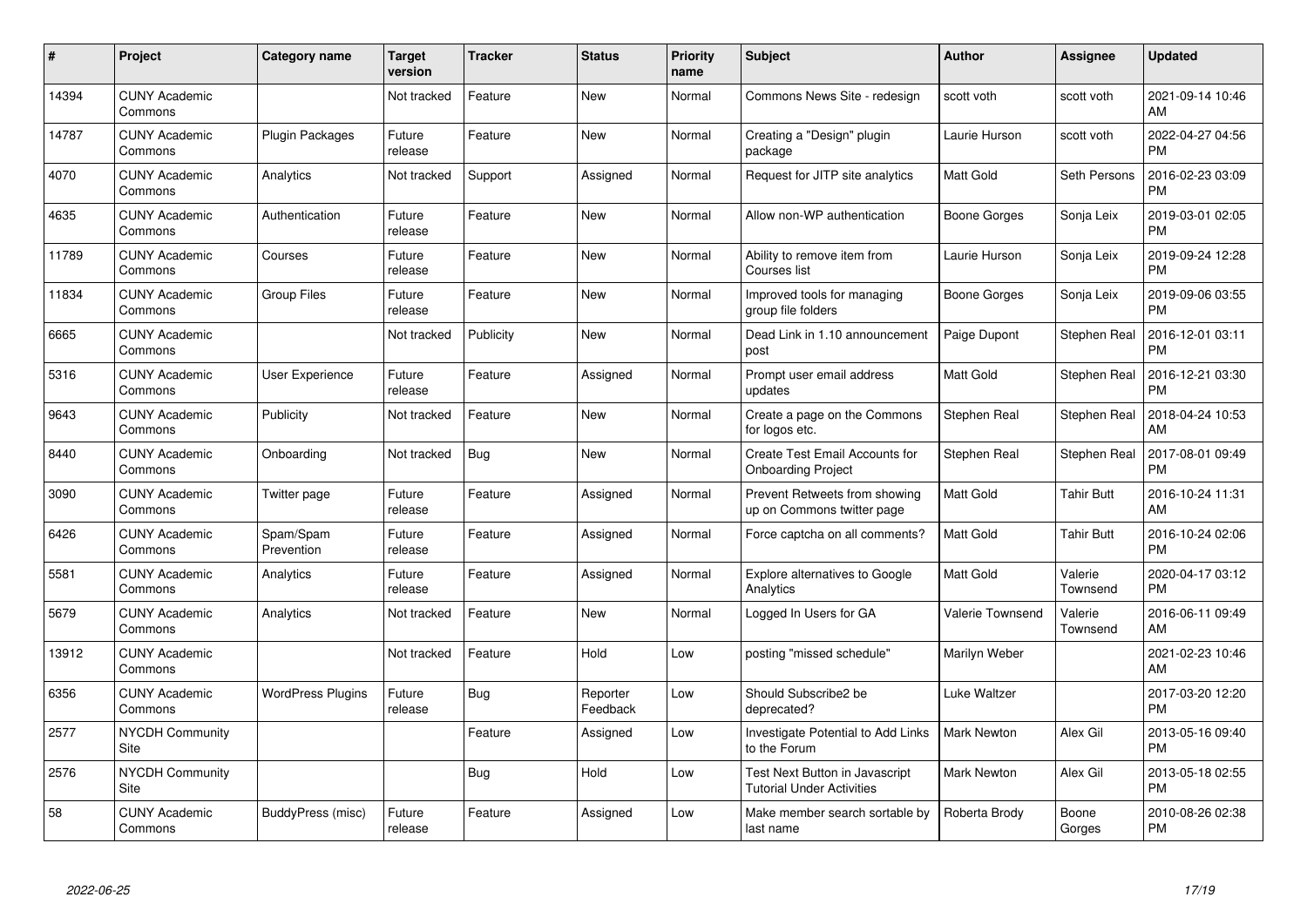| # | Project | Category name | Target version | Tracker | Status | Priority name | Subject | Author | Assignee | Updated |
|---|---|---|---|---|---|---|---|---|---|---|
| 14394 | CUNY Academic Commons | | Not tracked | Feature | New | Normal | Commons News Site - redesign | scott voth | scott voth | 2021-09-14 10:46 AM |
| 14787 | CUNY Academic Commons | Plugin Packages | Future release | Feature | New | Normal | Creating a "Design" plugin package | Laurie Hurson | scott voth | 2022-04-27 04:56 PM |
| 4070 | CUNY Academic Commons | Analytics | Not tracked | Support | Assigned | Normal | Request for JITP site analytics | Matt Gold | Seth Persons | 2016-02-23 03:09 PM |
| 4635 | CUNY Academic Commons | Authentication | Future release | Feature | New | Normal | Allow non-WP authentication | Boone Gorges | Sonja Leix | 2019-03-01 02:05 PM |
| 11789 | CUNY Academic Commons | Courses | Future release | Feature | New | Normal | Ability to remove item from Courses list | Laurie Hurson | Sonja Leix | 2019-09-24 12:28 PM |
| 11834 | CUNY Academic Commons | Group Files | Future release | Feature | New | Normal | Improved tools for managing group file folders | Boone Gorges | Sonja Leix | 2019-09-06 03:55 PM |
| 6665 | CUNY Academic Commons | | Not tracked | Publicity | New | Normal | Dead Link in 1.10 announcement post | Paige Dupont | Stephen Real | 2016-12-01 03:11 PM |
| 5316 | CUNY Academic Commons | User Experience | Future release | Feature | Assigned | Normal | Prompt user email address updates | Matt Gold | Stephen Real | 2016-12-21 03:30 PM |
| 9643 | CUNY Academic Commons | Publicity | Not tracked | Feature | New | Normal | Create a page on the Commons for logos etc. | Stephen Real | Stephen Real | 2018-04-24 10:53 AM |
| 8440 | CUNY Academic Commons | Onboarding | Not tracked | Bug | New | Normal | Create Test Email Accounts for Onboarding Project | Stephen Real | Stephen Real | 2017-08-01 09:49 PM |
| 3090 | CUNY Academic Commons | Twitter page | Future release | Feature | Assigned | Normal | Prevent Retweets from showing up on Commons twitter page | Matt Gold | Tahir Butt | 2016-10-24 11:31 AM |
| 6426 | CUNY Academic Commons | Spam/Spam Prevention | Future release | Feature | Assigned | Normal | Force captcha on all comments? | Matt Gold | Tahir Butt | 2016-10-24 02:06 PM |
| 5581 | CUNY Academic Commons | Analytics | Future release | Feature | Assigned | Normal | Explore alternatives to Google Analytics | Matt Gold | Valerie Townsend | 2020-04-17 03:12 PM |
| 5679 | CUNY Academic Commons | Analytics | Not tracked | Feature | New | Normal | Logged In Users for GA | Valerie Townsend | Valerie Townsend | 2016-06-11 09:49 AM |
| 13912 | CUNY Academic Commons | | Not tracked | Feature | Hold | Low | posting "missed schedule" | Marilyn Weber | | 2021-02-23 10:46 AM |
| 6356 | CUNY Academic Commons | WordPress Plugins | Future release | Bug | Reporter Feedback | Low | Should Subscribe2 be deprecated? | Luke Waltzer | | 2017-03-20 12:20 PM |
| 2577 | NYCDH Community Site | | | Feature | Assigned | Low | Investigate Potential to Add Links to the Forum | Mark Newton | Alex Gil | 2013-05-16 09:40 PM |
| 2576 | NYCDH Community Site | | | Bug | Hold | Low | Test Next Button in Javascript Tutorial Under Activities | Mark Newton | Alex Gil | 2013-05-18 02:55 PM |
| 58 | CUNY Academic Commons | BuddyPress (misc) | Future release | Feature | Assigned | Low | Make member search sortable by last name | Roberta Brody | Boone Gorges | 2010-08-26 02:38 PM |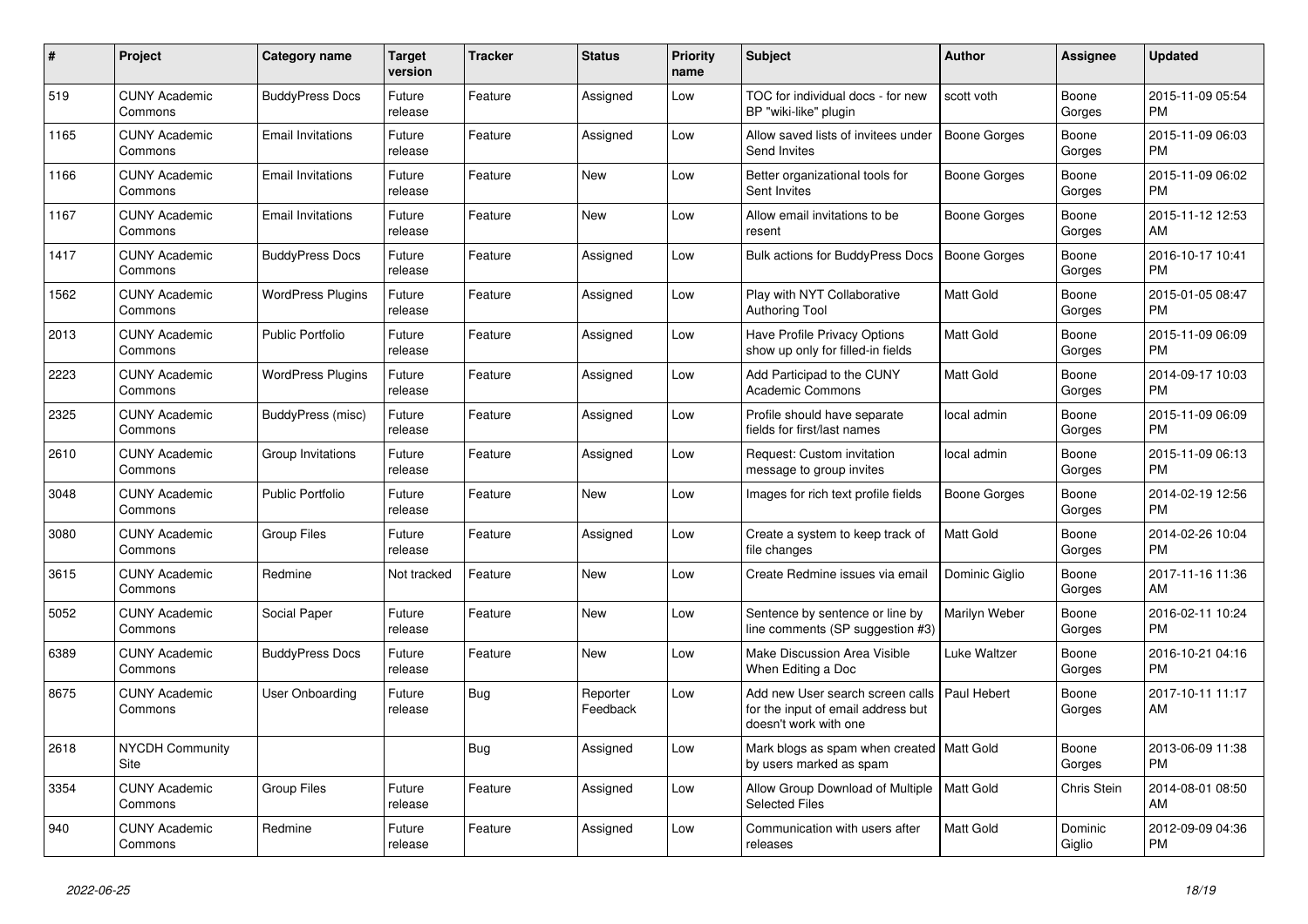| # | Project | Category name | Target version | Tracker | Status | Priority name | Subject | Author | Assignee | Updated |
|---|---|---|---|---|---|---|---|---|---|---|
| 519 | CUNY Academic Commons | BuddyPress Docs | Future release | Feature | Assigned | Low | TOC for individual docs - for new BP "wiki-like" plugin | scott voth | Boone Gorges | 2015-11-09 05:54 PM |
| 1165 | CUNY Academic Commons | Email Invitations | Future release | Feature | Assigned | Low | Allow saved lists of invitees under Send Invites | Boone Gorges | Boone Gorges | 2015-11-09 06:03 PM |
| 1166 | CUNY Academic Commons | Email Invitations | Future release | Feature | New | Low | Better organizational tools for Sent Invites | Boone Gorges | Boone Gorges | 2015-11-09 06:02 PM |
| 1167 | CUNY Academic Commons | Email Invitations | Future release | Feature | New | Low | Allow email invitations to be resent | Boone Gorges | Boone Gorges | 2015-11-12 12:53 AM |
| 1417 | CUNY Academic Commons | BuddyPress Docs | Future release | Feature | Assigned | Low | Bulk actions for BuddyPress Docs | Boone Gorges | Boone Gorges | 2016-10-17 10:41 PM |
| 1562 | CUNY Academic Commons | WordPress Plugins | Future release | Feature | Assigned | Low | Play with NYT Collaborative Authoring Tool | Matt Gold | Boone Gorges | 2015-01-05 08:47 PM |
| 2013 | CUNY Academic Commons | Public Portfolio | Future release | Feature | Assigned | Low | Have Profile Privacy Options show up only for filled-in fields | Matt Gold | Boone Gorges | 2015-11-09 06:09 PM |
| 2223 | CUNY Academic Commons | WordPress Plugins | Future release | Feature | Assigned | Low | Add Participad to the CUNY Academic Commons | Matt Gold | Boone Gorges | 2014-09-17 10:03 PM |
| 2325 | CUNY Academic Commons | BuddyPress (misc) | Future release | Feature | Assigned | Low | Profile should have separate fields for first/last names | local admin | Boone Gorges | 2015-11-09 06:09 PM |
| 2610 | CUNY Academic Commons | Group Invitations | Future release | Feature | Assigned | Low | Request: Custom invitation message to group invites | local admin | Boone Gorges | 2015-11-09 06:13 PM |
| 3048 | CUNY Academic Commons | Public Portfolio | Future release | Feature | New | Low | Images for rich text profile fields | Boone Gorges | Boone Gorges | 2014-02-19 12:56 PM |
| 3080 | CUNY Academic Commons | Group Files | Future release | Feature | Assigned | Low | Create a system to keep track of file changes | Matt Gold | Boone Gorges | 2014-02-26 10:04 PM |
| 3615 | CUNY Academic Commons | Redmine | Not tracked | Feature | New | Low | Create Redmine issues via email | Dominic Giglio | Boone Gorges | 2017-11-16 11:36 AM |
| 5052 | CUNY Academic Commons | Social Paper | Future release | Feature | New | Low | Sentence by sentence or line by line comments (SP suggestion #3) | Marilyn Weber | Boone Gorges | 2016-02-11 10:24 PM |
| 6389 | CUNY Academic Commons | BuddyPress Docs | Future release | Feature | New | Low | Make Discussion Area Visible When Editing a Doc | Luke Waltzer | Boone Gorges | 2016-10-21 04:16 PM |
| 8675 | CUNY Academic Commons | User Onboarding | Future release | Bug | Reporter Feedback | Low | Add new User search screen calls for the input of email address but doesn't work with one | Paul Hebert | Boone Gorges | 2017-10-11 11:17 AM |
| 2618 | NYCDH Community Site | | | Bug | Assigned | Low | Mark blogs as spam when created by users marked as spam | Matt Gold | Boone Gorges | 2013-06-09 11:38 PM |
| 3354 | CUNY Academic Commons | Group Files | Future release | Feature | Assigned | Low | Allow Group Download of Multiple Selected Files | Matt Gold | Chris Stein | 2014-08-01 08:50 AM |
| 940 | CUNY Academic Commons | Redmine | Future release | Feature | Assigned | Low | Communication with users after releases | Matt Gold | Dominic Giglio | 2012-09-09 04:36 PM |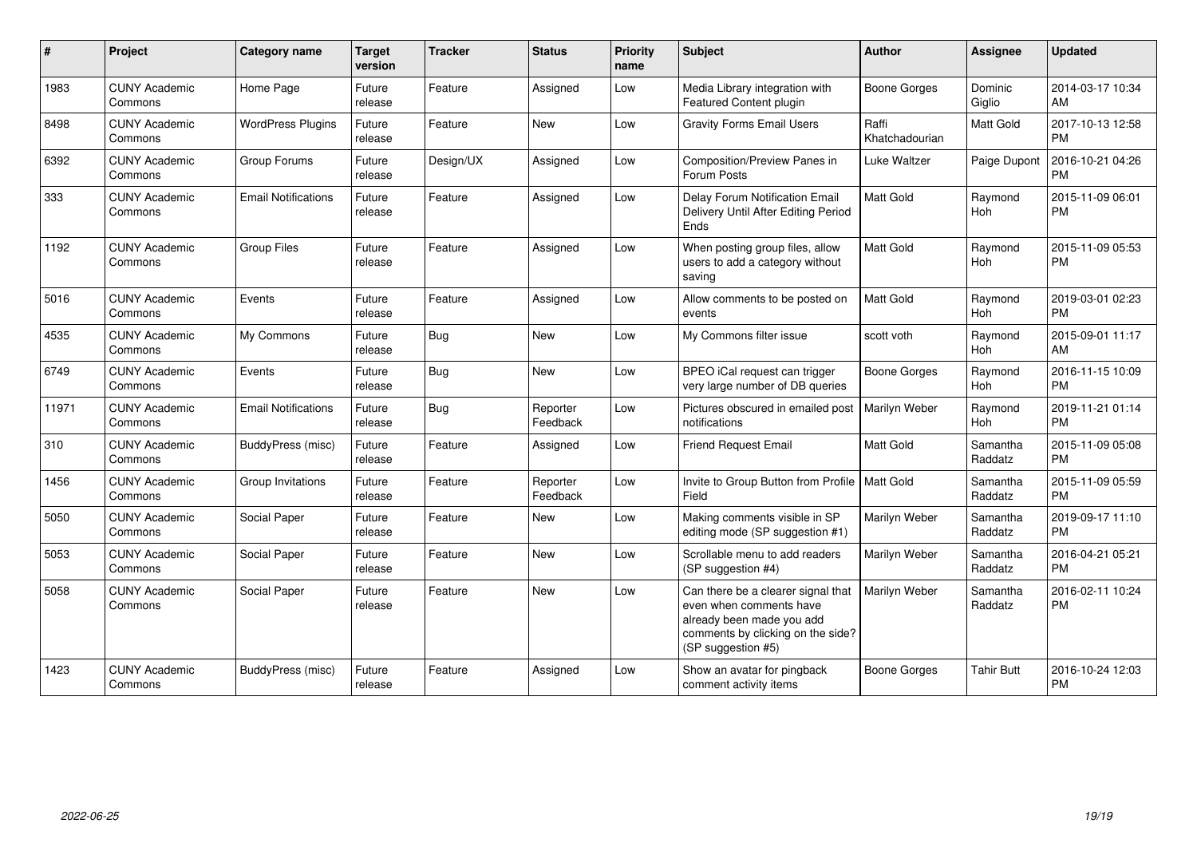| # | Project | Category name | Target version | Tracker | Status | Priority name | Subject | Author | Assignee | Updated |
|---|---|---|---|---|---|---|---|---|---|---|
| 1983 | CUNY Academic Commons | Home Page | Future release | Feature | Assigned | Low | Media Library integration with Featured Content plugin | Boone Gorges | Dominic Giglio | 2014-03-17 10:34 AM |
| 8498 | CUNY Academic Commons | WordPress Plugins | Future release | Feature | New | Low | Gravity Forms Email Users | Raffi Khatchadourian | Matt Gold | 2017-10-13 12:58 PM |
| 6392 | CUNY Academic Commons | Group Forums | Future release | Design/UX | Assigned | Low | Composition/Preview Panes in Forum Posts | Luke Waltzer | Paige Dupont | 2016-10-21 04:26 PM |
| 333 | CUNY Academic Commons | Email Notifications | Future release | Feature | Assigned | Low | Delay Forum Notification Email Delivery Until After Editing Period Ends | Matt Gold | Raymond Hoh | 2015-11-09 06:01 PM |
| 1192 | CUNY Academic Commons | Group Files | Future release | Feature | Assigned | Low | When posting group files, allow users to add a category without saving | Matt Gold | Raymond Hoh | 2015-11-09 05:53 PM |
| 5016 | CUNY Academic Commons | Events | Future release | Feature | Assigned | Low | Allow comments to be posted on events | Matt Gold | Raymond Hoh | 2019-03-01 02:23 PM |
| 4535 | CUNY Academic Commons | My Commons | Future release | Bug | New | Low | My Commons filter issue | scott voth | Raymond Hoh | 2015-09-01 11:17 AM |
| 6749 | CUNY Academic Commons | Events | Future release | Bug | New | Low | BPEO iCal request can trigger very large number of DB queries | Boone Gorges | Raymond Hoh | 2016-11-15 10:09 PM |
| 11971 | CUNY Academic Commons | Email Notifications | Future release | Bug | Reporter Feedback | Low | Pictures obscured in emailed post notifications | Marilyn Weber | Raymond Hoh | 2019-11-21 01:14 PM |
| 310 | CUNY Academic Commons | BuddyPress (misc) | Future release | Feature | Assigned | Low | Friend Request Email | Matt Gold | Samantha Raddatz | 2015-11-09 05:08 PM |
| 1456 | CUNY Academic Commons | Group Invitations | Future release | Feature | Reporter Feedback | Low | Invite to Group Button from Profile Field | Matt Gold | Samantha Raddatz | 2015-11-09 05:59 PM |
| 5050 | CUNY Academic Commons | Social Paper | Future release | Feature | New | Low | Making comments visible in SP editing mode (SP suggestion #1) | Marilyn Weber | Samantha Raddatz | 2019-09-17 11:10 PM |
| 5053 | CUNY Academic Commons | Social Paper | Future release | Feature | New | Low | Scrollable menu to add readers (SP suggestion #4) | Marilyn Weber | Samantha Raddatz | 2016-04-21 05:21 PM |
| 5058 | CUNY Academic Commons | Social Paper | Future release | Feature | New | Low | Can there be a clearer signal that even when comments have already been made you add comments by clicking on the side? (SP suggestion #5) | Marilyn Weber | Samantha Raddatz | 2016-02-11 10:24 PM |
| 1423 | CUNY Academic Commons | BuddyPress (misc) | Future release | Feature | Assigned | Low | Show an avatar for pingback comment activity items | Boone Gorges | Tahir Butt | 2016-10-24 12:03 PM |